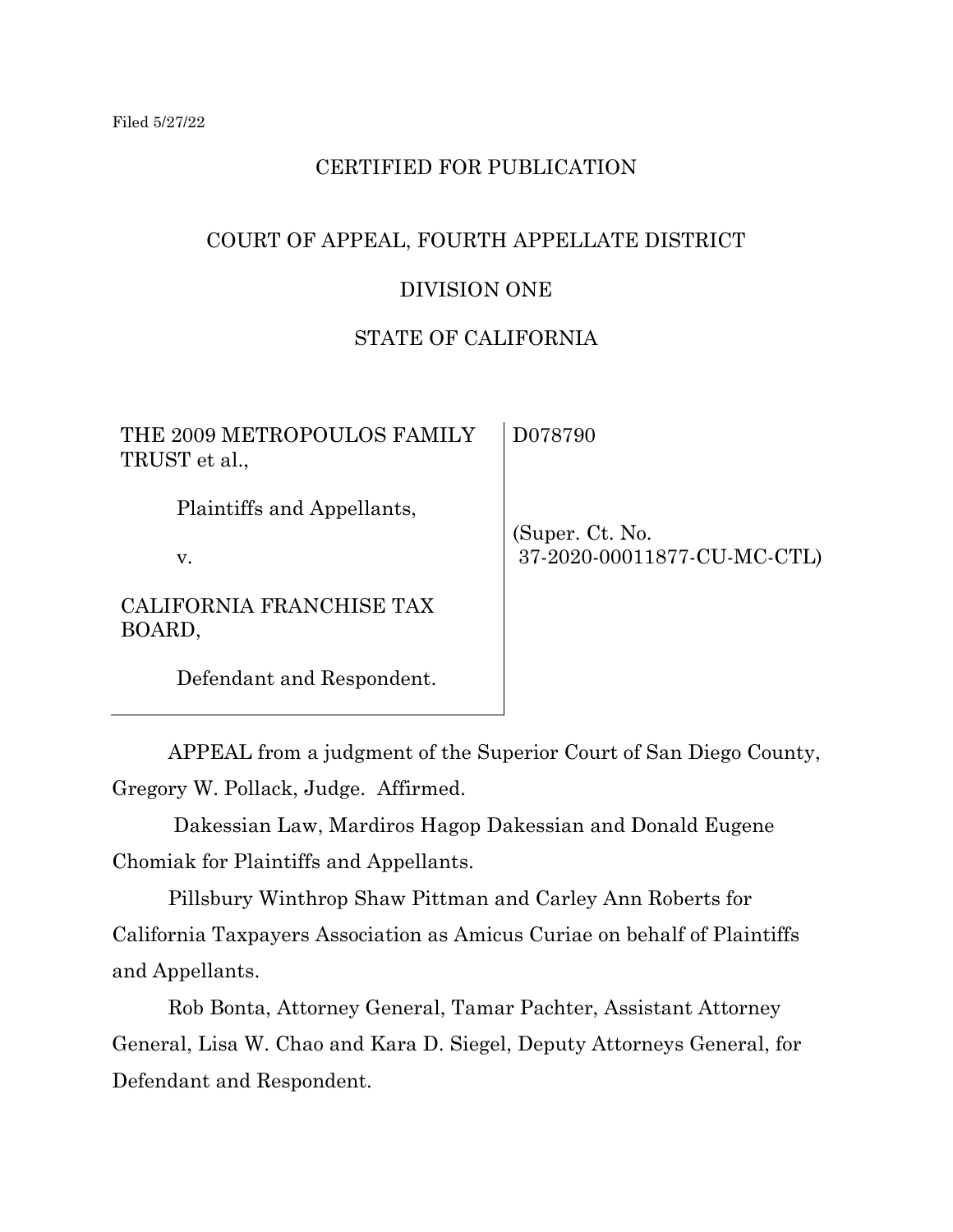Filed 5/27/22

CERTIFIED FOR PUBLICATION

COURT OF APPEAL, FOURTH APPELLATE DISTRICT

DIVISION ONE

STATE OF CALIFORNIA

| | |
|---|---|
| THE 2009 METROPOULOS FAMILY TRUST et al.,<br><br>Plaintiffs and Appellants,<br><br>v.<br><br>CALIFORNIA FRANCHISE TAX BOARD,<br><br>Defendant and Respondent. | D078790<br><br>(Super. Ct. No. 37-2020-00011877-CU-MC-CTL) |

APPEAL from a judgment of the Superior Court of San Diego County, Gregory W. Pollack, Judge. Affirmed.

Dakessian Law, Mardiros Hagop Dakessian and Donald Eugene Chomiak for Plaintiffs and Appellants.

Pillsbury Winthrop Shaw Pittman and Carley Ann Roberts for California Taxpayers Association as Amicus Curiae on behalf of Plaintiffs and Appellants.

Rob Bonta, Attorney General, Tamar Pachter, Assistant Attorney General, Lisa W. Chao and Kara D. Siegel, Deputy Attorneys General, for Defendant and Respondent.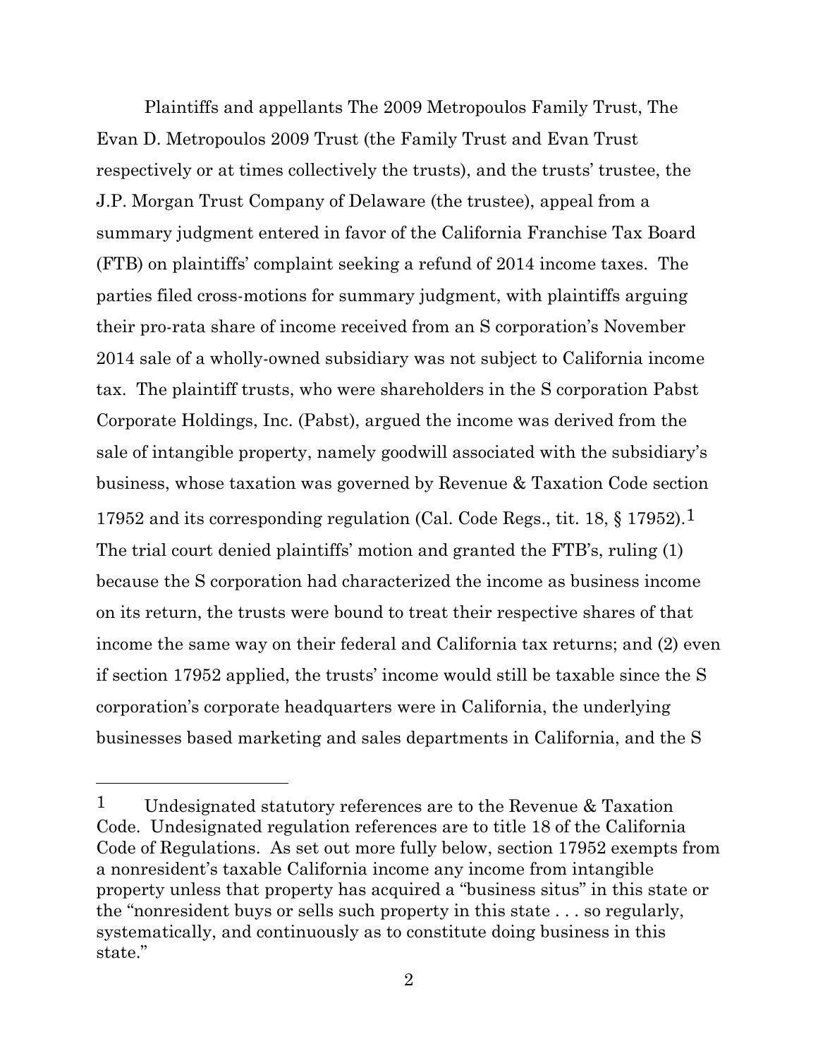Plaintiffs and appellants The 2009 Metropoulos Family Trust, The Evan D. Metropoulos 2009 Trust (the Family Trust and Evan Trust respectively or at times collectively the trusts), and the trusts' trustee, the J.P. Morgan Trust Company of Delaware (the trustee), appeal from a summary judgment entered in favor of the California Franchise Tax Board (FTB) on plaintiffs' complaint seeking a refund of 2014 income taxes. The parties filed cross-motions for summary judgment, with plaintiffs arguing their pro-rata share of income received from an S corporation's November 2014 sale of a wholly-owned subsidiary was not subject to California income tax. The plaintiff trusts, who were shareholders in the S corporation Pabst Corporate Holdings, Inc. (Pabst), argued the income was derived from the sale of intangible property, namely goodwill associated with the subsidiary's business, whose taxation was governed by Revenue & Taxation Code section 17952 and its corresponding regulation (Cal. Code Regs., tit. 18, § 17952).[1] The trial court denied plaintiffs' motion and granted the FTB's, ruling (1) because the S corporation had characterized the income as business income on its return, the trusts were bound to treat their respective shares of that income the same way on their federal and California tax returns; and (2) even if section 17952 applied, the trusts' income would still be taxable since the S corporation's corporate headquarters were in California, the underlying businesses based marketing and sales departments in California, and the S

---

[1] Undesignated statutory references are to the Revenue & Taxation Code. Undesignated regulation references are to title 18 of the California Code of Regulations. As set out more fully below, section 17952 exempts from a nonresident's taxable California income any income from intangible property unless that property has acquired a "business situs" in this state or the "nonresident buys or sells such property in this state . . . so regularly, systematically, and continuously as to constitute doing business in this state."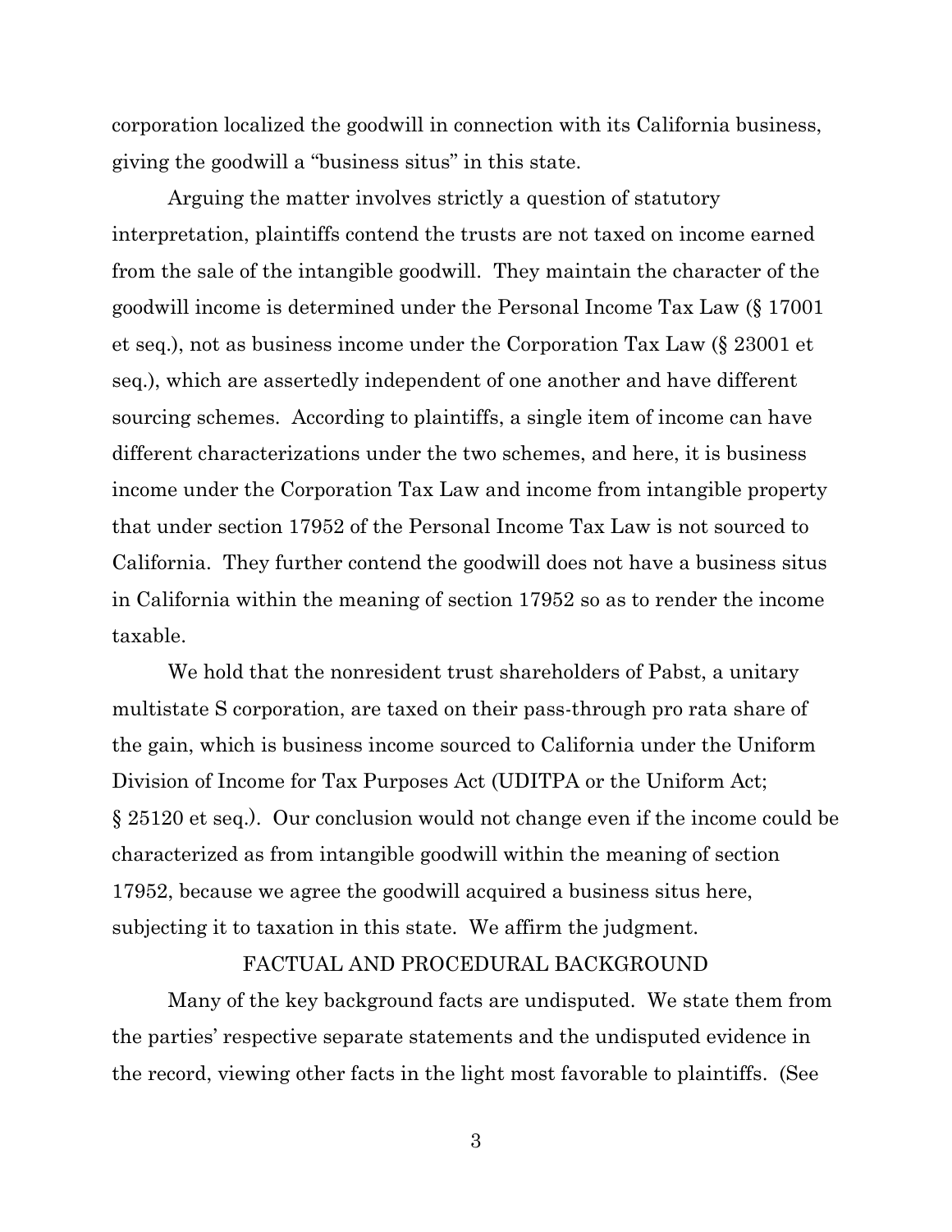corporation localized the goodwill in connection with its California business, giving the goodwill a "business situs" in this state.

Arguing the matter involves strictly a question of statutory interpretation, plaintiffs contend the trusts are not taxed on income earned from the sale of the intangible goodwill. They maintain the character of the goodwill income is determined under the Personal Income Tax Law (§ 17001 et seq.), not as business income under the Corporation Tax Law (§ 23001 et seq.), which are assertedly independent of one another and have different sourcing schemes. According to plaintiffs, a single item of income can have different characterizations under the two schemes, and here, it is business income under the Corporation Tax Law and income from intangible property that under section 17952 of the Personal Income Tax Law is not sourced to California. They further contend the goodwill does not have a business situs in California within the meaning of section 17952 so as to render the income taxable.

We hold that the nonresident trust shareholders of Pabst, a unitary multistate S corporation, are taxed on their pass-through pro rata share of the gain, which is business income sourced to California under the Uniform Division of Income for Tax Purposes Act (UDITPA or the Uniform Act; § 25120 et seq.). Our conclusion would not change even if the income could be characterized as from intangible goodwill within the meaning of section 17952, because we agree the goodwill acquired a business situs here, subjecting it to taxation in this state. We affirm the judgment.

## FACTUAL AND PROCEDURAL BACKGROUND

Many of the key background facts are undisputed. We state them from the parties' respective separate statements and the undisputed evidence in the record, viewing other facts in the light most favorable to plaintiffs. (See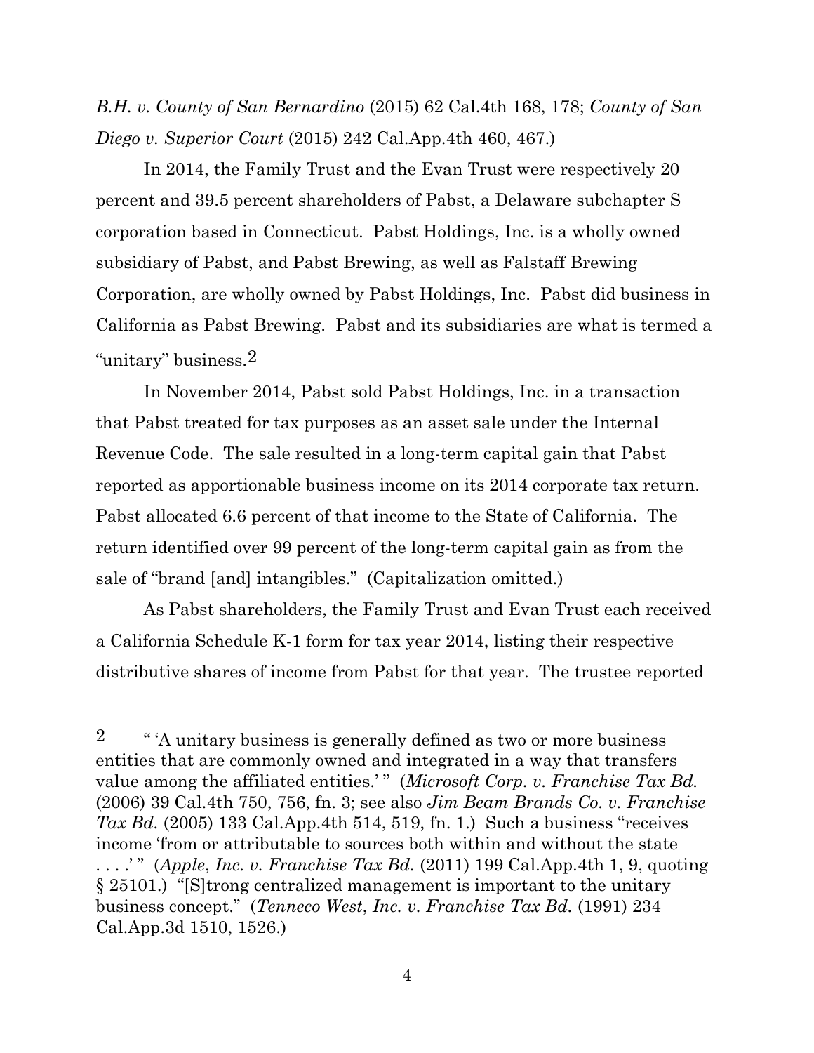*B.H. v. County of San Bernardino* (2015) 62 Cal.4th 168, 178; *County of San Diego v. Superior Court* (2015) 242 Cal.App.4th 460, 467.)

In 2014, the Family Trust and the Evan Trust were respectively 20 percent and 39.5 percent shareholders of Pabst, a Delaware subchapter S corporation based in Connecticut. Pabst Holdings, Inc. is a wholly owned subsidiary of Pabst, and Pabst Brewing, as well as Falstaff Brewing Corporation, are wholly owned by Pabst Holdings, Inc. Pabst did business in California as Pabst Brewing. Pabst and its subsidiaries are what is termed a "unitary" business.[2]

In November 2014, Pabst sold Pabst Holdings, Inc. in a transaction that Pabst treated for tax purposes as an asset sale under the Internal Revenue Code. The sale resulted in a long-term capital gain that Pabst reported as apportionable business income on its 2014 corporate tax return. Pabst allocated 6.6 percent of that income to the State of California. The return identified over 99 percent of the long-term capital gain as from the sale of "brand [and] intangibles." (Capitalization omitted.)

As Pabst shareholders, the Family Trust and Evan Trust each received a California Schedule K-1 form for tax year 2014, listing their respective distributive shares of income from Pabst for that year. The trustee reported

---

[2] " 'A unitary business is generally defined as two or more business entities that are commonly owned and integrated in a way that transfers value among the affiliated entities.' " (*Microsoft Corp. v. Franchise Tax Bd.* (2006) 39 Cal.4th 750, 756, fn. 3; see also *Jim Beam Brands Co. v. Franchise Tax Bd.* (2005) 133 Cal.App.4th 514, 519, fn. 1.) Such a business "receives income 'from or attributable to sources both within and without the state . . . .' " (*Apple, Inc. v. Franchise Tax Bd.* (2011) 199 Cal.App.4th 1, 9, quoting § 25101.) "[S]trong centralized management is important to the unitary business concept." (*Tenneco West, Inc. v. Franchise Tax Bd.* (1991) 234 Cal.App.3d 1510, 1526.)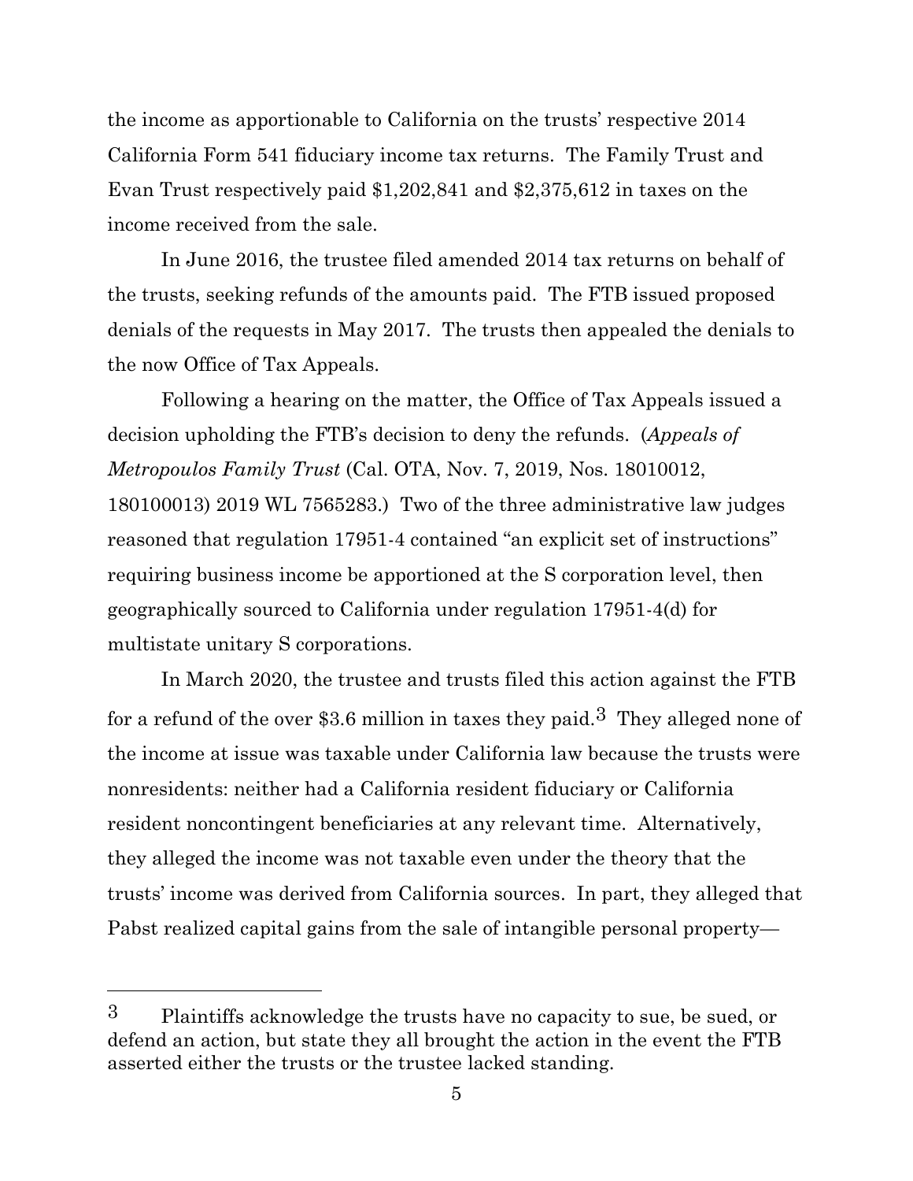the income as apportionable to California on the trusts' respective 2014 California Form 541 fiduciary income tax returns. The Family Trust and Evan Trust respectively paid $1,202,841 and $2,375,612 in taxes on the income received from the sale.

In June 2016, the trustee filed amended 2014 tax returns on behalf of the trusts, seeking refunds of the amounts paid. The FTB issued proposed denials of the requests in May 2017. The trusts then appealed the denials to the now Office of Tax Appeals.

Following a hearing on the matter, the Office of Tax Appeals issued a decision upholding the FTB's decision to deny the refunds. (*Appeals of Metropoulos Family Trust* (Cal. OTA, Nov. 7, 2019, Nos. 18010012, 180100013) 2019 WL 7565283.) Two of the three administrative law judges reasoned that regulation 17951-4 contained "an explicit set of instructions" requiring business income be apportioned at the S corporation level, then geographically sourced to California under regulation 17951-4(d) for multistate unitary S corporations.

In March 2020, the trustee and trusts filed this action against the FTB for a refund of the over $3.6 million in taxes they paid.[3] They alleged none of the income at issue was taxable under California law because the trusts were nonresidents: neither had a California resident fiduciary or California resident noncontingent beneficiaries at any relevant time. Alternatively, they alleged the income was not taxable even under the theory that the trusts' income was derived from California sources. In part, they alleged that Pabst realized capital gains from the sale of intangible personal property—

---

[3] Plaintiffs acknowledge the trusts have no capacity to sue, be sued, or defend an action, but state they all brought the action in the event the FTB asserted either the trusts or the trustee lacked standing.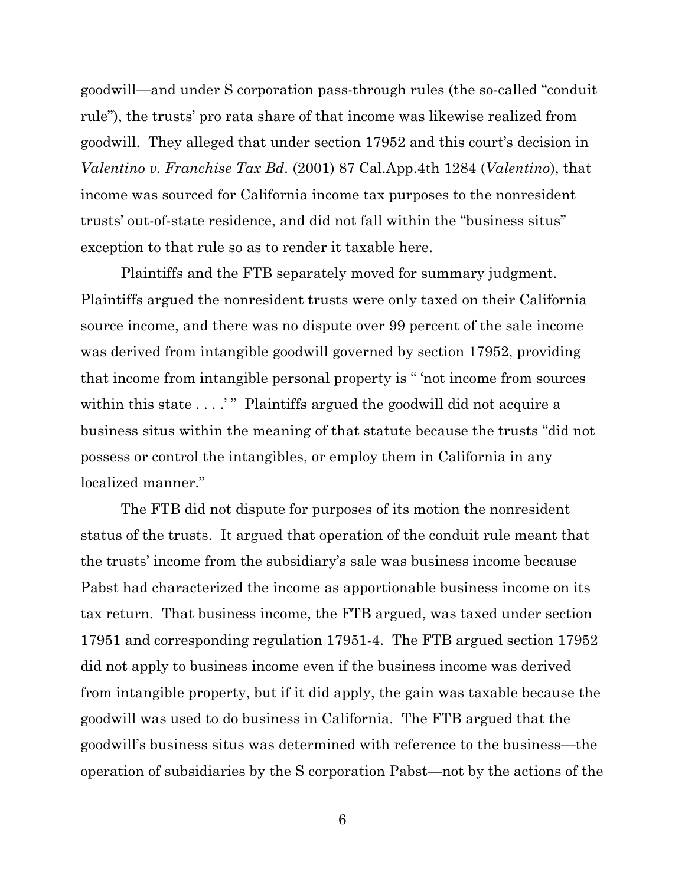goodwill—and under S corporation pass-through rules (the so-called "conduit rule"), the trusts' pro rata share of that income was likewise realized from goodwill. They alleged that under section 17952 and this court's decision in *Valentino v. Franchise Tax Bd.* (2001) 87 Cal.App.4th 1284 (*Valentino*), that income was sourced for California income tax purposes to the nonresident trusts' out-of-state residence, and did not fall within the "business situs" exception to that rule so as to render it taxable here.

Plaintiffs and the FTB separately moved for summary judgment. Plaintiffs argued the nonresident trusts were only taxed on their California source income, and there was no dispute over 99 percent of the sale income was derived from intangible goodwill governed by section 17952, providing that income from intangible personal property is " 'not income from sources within this state . . . .' " Plaintiffs argued the goodwill did not acquire a business situs within the meaning of that statute because the trusts "did not possess or control the intangibles, or employ them in California in any localized manner."

The FTB did not dispute for purposes of its motion the nonresident status of the trusts. It argued that operation of the conduit rule meant that the trusts' income from the subsidiary's sale was business income because Pabst had characterized the income as apportionable business income on its tax return. That business income, the FTB argued, was taxed under section 17951 and corresponding regulation 17951-4. The FTB argued section 17952 did not apply to business income even if the business income was derived from intangible property, but if it did apply, the gain was taxable because the goodwill was used to do business in California. The FTB argued that the goodwill's business situs was determined with reference to the business—the operation of subsidiaries by the S corporation Pabst—not by the actions of the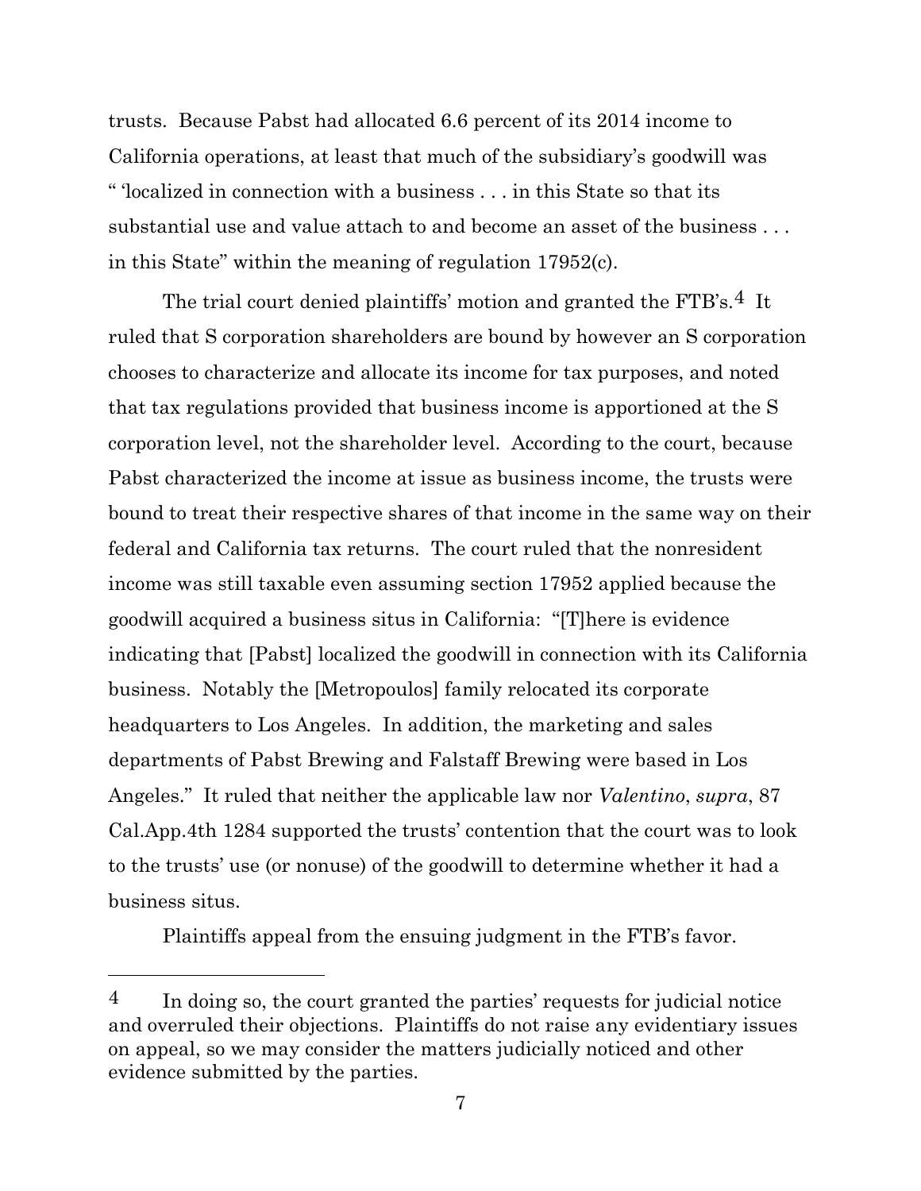trusts. Because Pabst had allocated 6.6 percent of its 2014 income to California operations, at least that much of the subsidiary's goodwill was " 'localized in connection with a business . . . in this State so that its substantial use and value attach to and become an asset of the business . . . in this State" within the meaning of regulation 17952(c).

The trial court denied plaintiffs' motion and granted the FTB's.[4] It ruled that S corporation shareholders are bound by however an S corporation chooses to characterize and allocate its income for tax purposes, and noted that tax regulations provided that business income is apportioned at the S corporation level, not the shareholder level. According to the court, because Pabst characterized the income at issue as business income, the trusts were bound to treat their respective shares of that income in the same way on their federal and California tax returns. The court ruled that the nonresident income was still taxable even assuming section 17952 applied because the goodwill acquired a business situs in California: "[T]here is evidence indicating that [Pabst] localized the goodwill in connection with its California business. Notably the [Metropoulos] family relocated its corporate headquarters to Los Angeles. In addition, the marketing and sales departments of Pabst Brewing and Falstaff Brewing were based in Los Angeles." It ruled that neither the applicable law nor *Valentino*, *supra*, 87 Cal.App.4th 1284 supported the trusts' contention that the court was to look to the trusts' use (or nonuse) of the goodwill to determine whether it had a business situs.

Plaintiffs appeal from the ensuing judgment in the FTB's favor.

---

[4] In doing so, the court granted the parties' requests for judicial notice and overruled their objections. Plaintiffs do not raise any evidentiary issues on appeal, so we may consider the matters judicially noticed and other evidence submitted by the parties.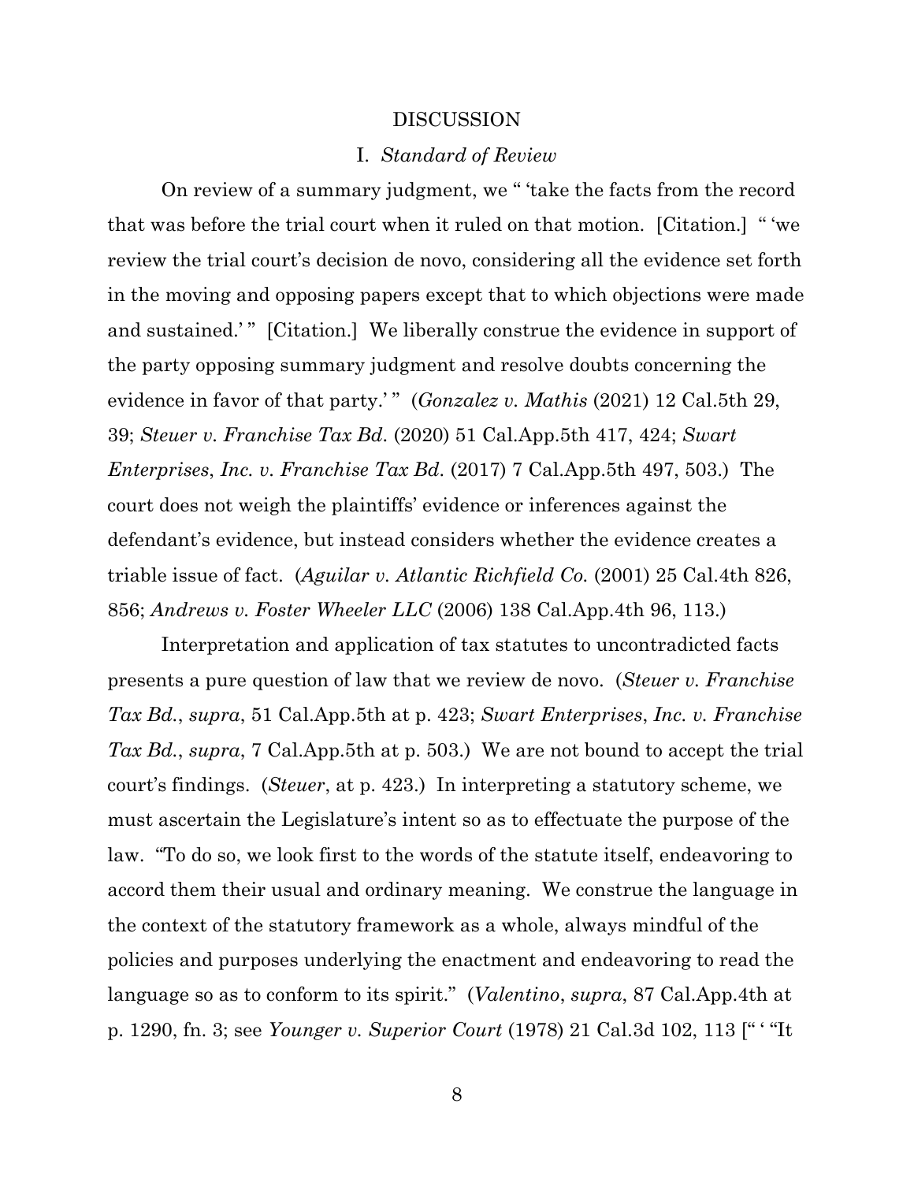# DISCUSSION

## I. *Standard of Review*

On review of a summary judgment, we " 'take the facts from the record that was before the trial court when it ruled on that motion. [Citation.] " 'we review the trial court's decision de novo, considering all the evidence set forth in the moving and opposing papers except that to which objections were made and sustained.' " [Citation.] We liberally construe the evidence in support of the party opposing summary judgment and resolve doubts concerning the evidence in favor of that party.' " (*Gonzalez v. Mathis* (2021) 12 Cal.5th 29, 39; *Steuer v. Franchise Tax Bd.* (2020) 51 Cal.App.5th 417, 424; *Swart Enterprises*, *Inc. v. Franchise Tax Bd.* (2017) 7 Cal.App.5th 497, 503.) The court does not weigh the plaintiffs' evidence or inferences against the defendant's evidence, but instead considers whether the evidence creates a triable issue of fact. (*Aguilar v. Atlantic Richfield Co.* (2001) 25 Cal.4th 826, 856; *Andrews v. Foster Wheeler LLC* (2006) 138 Cal.App.4th 96, 113.)

Interpretation and application of tax statutes to uncontradicted facts presents a pure question of law that we review de novo. (*Steuer v. Franchise Tax Bd.*, *supra*, 51 Cal.App.5th at p. 423; *Swart Enterprises*, *Inc. v. Franchise Tax Bd.*, *supra*, 7 Cal.App.5th at p. 503.) We are not bound to accept the trial court's findings. (*Steuer*, at p. 423.) In interpreting a statutory scheme, we must ascertain the Legislature's intent so as to effectuate the purpose of the law. "To do so, we look first to the words of the statute itself, endeavoring to accord them their usual and ordinary meaning. We construe the language in the context of the statutory framework as a whole, always mindful of the policies and purposes underlying the enactment and endeavoring to read the language so as to conform to its spirit." (*Valentino*, *supra*, 87 Cal.App.4th at p. 1290, fn. 3; see *Younger v. Superior Court* (1978) 21 Cal.3d 102, 113 [" ' "It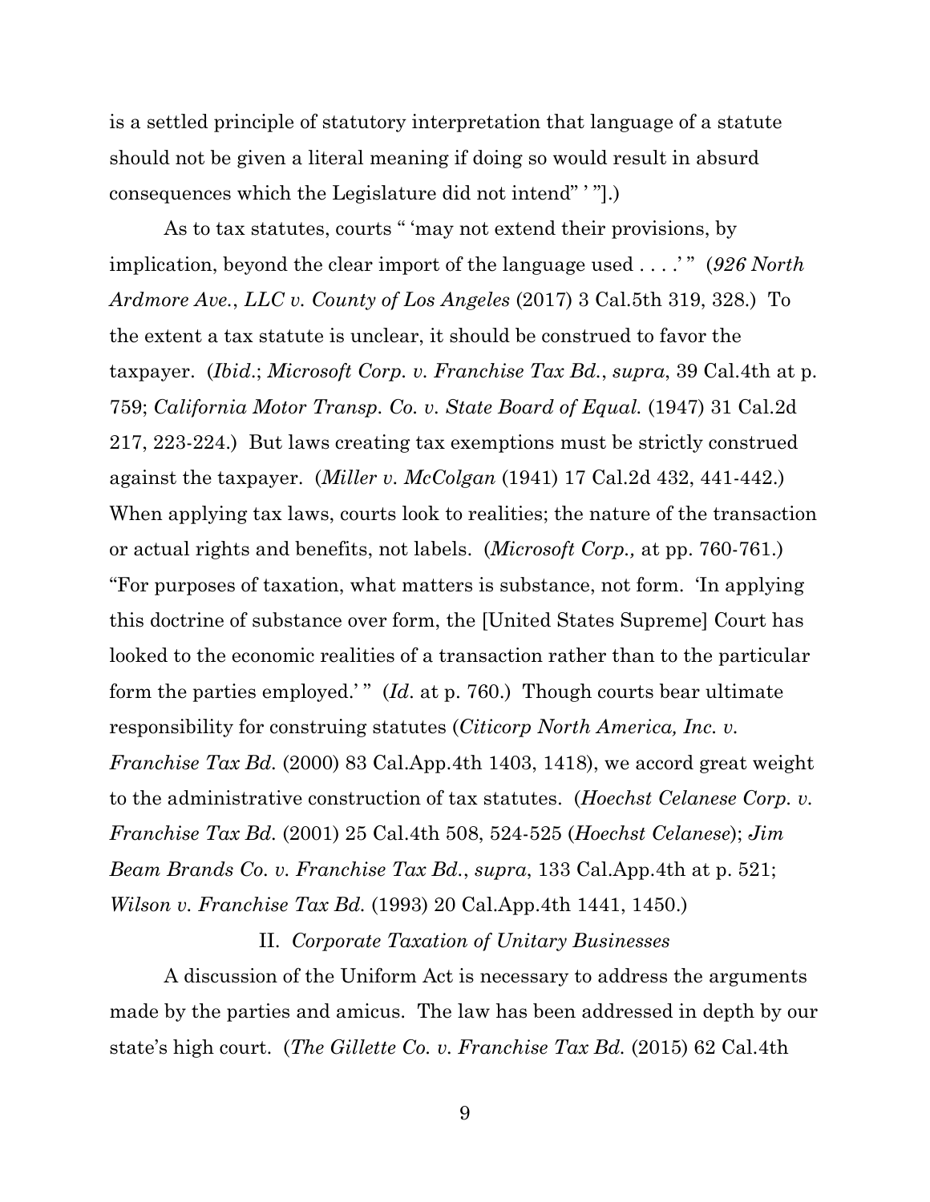is a settled principle of statutory interpretation that language of a statute should not be given a literal meaning if doing so would result in absurd consequences which the Legislature did not intend" ' "].)

As to tax statutes, courts " 'may not extend their provisions, by implication, beyond the clear import of the language used . . . .' " (*926 North Ardmore Ave., LLC v. County of Los Angeles* (2017) 3 Cal.5th 319, 328.) To the extent a tax statute is unclear, it should be construed to favor the taxpayer. (*Ibid.*; *Microsoft Corp. v. Franchise Tax Bd.*, *supra*, 39 Cal.4th at p. 759; *California Motor Transp. Co. v. State Board of Equal.* (1947) 31 Cal.2d 217, 223-224.) But laws creating tax exemptions must be strictly construed against the taxpayer. (*Miller v. McColgan* (1941) 17 Cal.2d 432, 441-442.) When applying tax laws, courts look to realities; the nature of the transaction or actual rights and benefits, not labels. (*Microsoft Corp.,* at pp. 760-761.) "For purposes of taxation, what matters is substance, not form. 'In applying this doctrine of substance over form, the [United States Supreme] Court has looked to the economic realities of a transaction rather than to the particular form the parties employed.' " (*Id*. at p. 760.) Though courts bear ultimate responsibility for construing statutes (*Citicorp North America, Inc. v. Franchise Tax Bd.* (2000) 83 Cal.App.4th 1403, 1418), we accord great weight to the administrative construction of tax statutes. (*Hoechst Celanese Corp. v. Franchise Tax Bd.* (2001) 25 Cal.4th 508, 524-525 (*Hoechst Celanese*); *Jim Beam Brands Co. v. Franchise Tax Bd.*, *supra*, 133 Cal.App.4th at p. 521; *Wilson v. Franchise Tax Bd.* (1993) 20 Cal.App.4th 1441, 1450.)

II. *Corporate Taxation of Unitary Businesses*

A discussion of the Uniform Act is necessary to address the arguments made by the parties and amicus. The law has been addressed in depth by our state's high court. (*The Gillette Co. v. Franchise Tax Bd.* (2015) 62 Cal.4th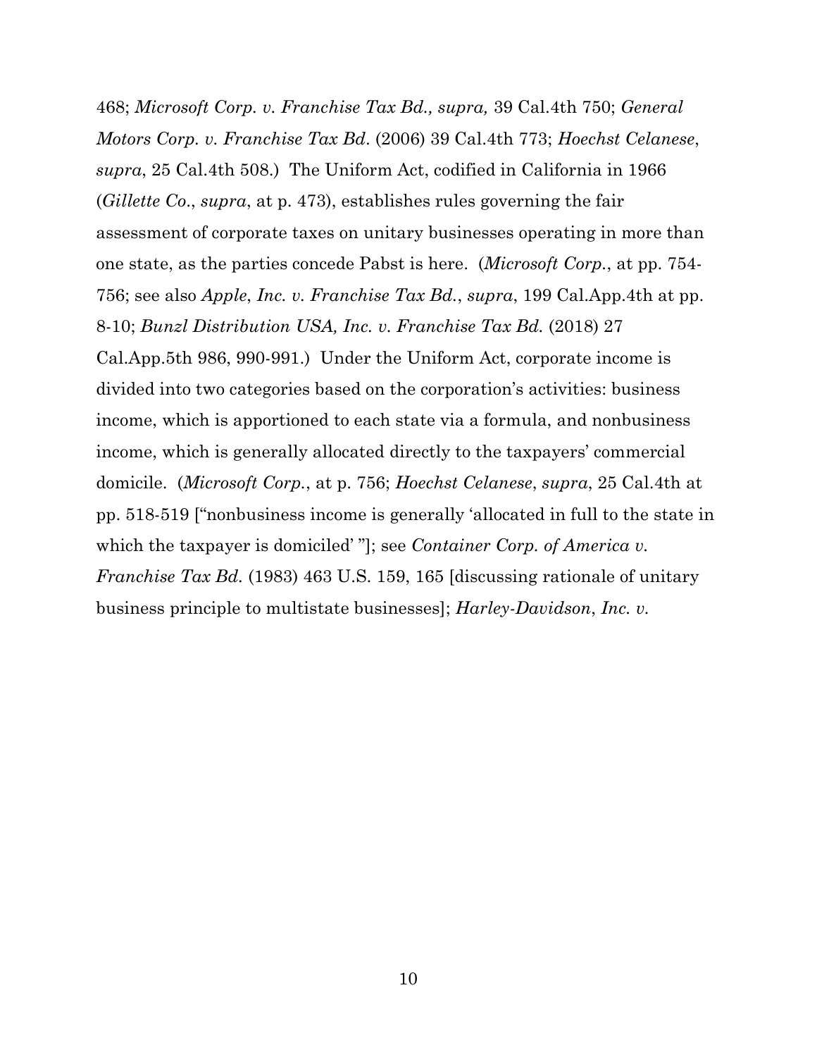468; *Microsoft Corp. v. Franchise Tax Bd., supra,* 39 Cal.4th 750; *General Motors Corp. v. Franchise Tax Bd*. (2006) 39 Cal.4th 773; *Hoechst Celanese*, *supra*, 25 Cal.4th 508.) The Uniform Act, codified in California in 1966 (*Gillette Co*., *supra*, at p. 473), establishes rules governing the fair assessment of corporate taxes on unitary businesses operating in more than one state, as the parties concede Pabst is here. (*Microsoft Corp.*, at pp. 754-756; see also *Apple*, *Inc. v. Franchise Tax Bd.*, *supra*, 199 Cal.App.4th at pp. 8-10; *Bunzl Distribution USA, Inc. v. Franchise Tax Bd.* (2018) 27 Cal.App.5th 986, 990-991.) Under the Uniform Act, corporate income is divided into two categories based on the corporation's activities: business income, which is apportioned to each state via a formula, and nonbusiness income, which is generally allocated directly to the taxpayers' commercial domicile. (*Microsoft Corp.*, at p. 756; *Hoechst Celanese*, *supra*, 25 Cal.4th at pp. 518-519 ["nonbusiness income is generally 'allocated in full to the state in which the taxpayer is domiciled' "]; see *Container Corp. of America v. Franchise Tax Bd.* (1983) 463 U.S. 159, 165 [discussing rationale of unitary business principle to multistate businesses]; *Harley-Davidson*, *Inc. v.*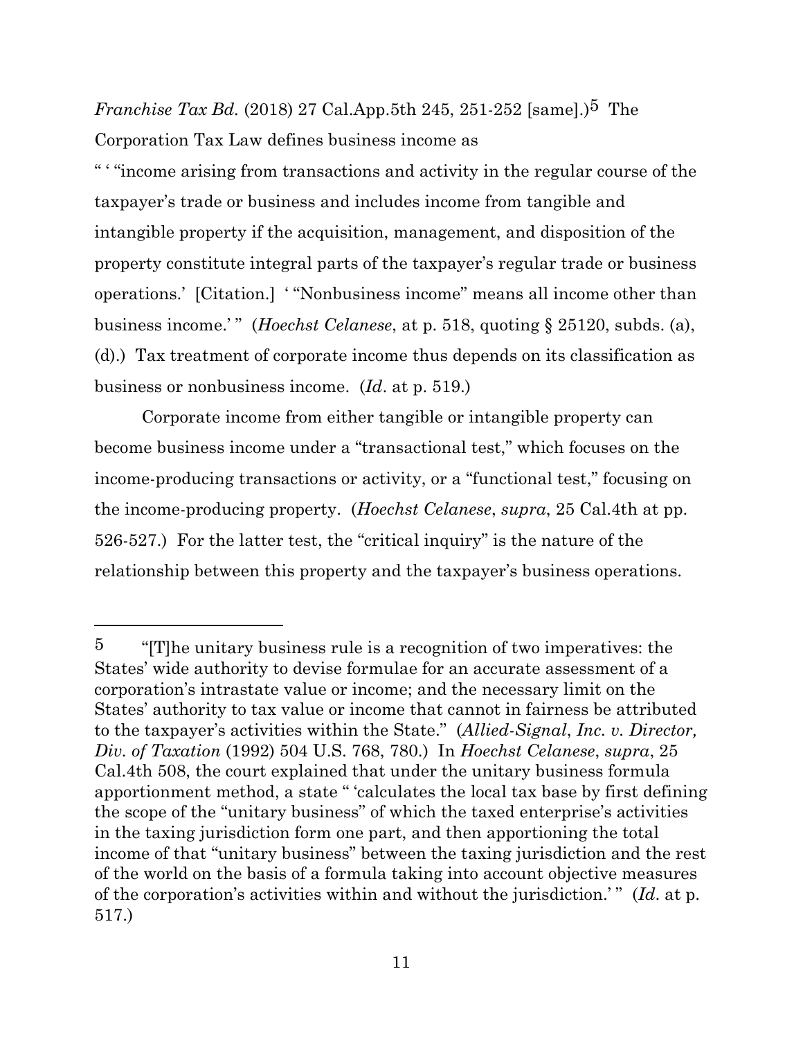*Franchise Tax Bd.* (2018) 27 Cal.App.5th 245, 251-252 [same].)[5] The Corporation Tax Law defines business income as

" ' "income arising from transactions and activity in the regular course of the taxpayer's trade or business and includes income from tangible and intangible property if the acquisition, management, and disposition of the property constitute integral parts of the taxpayer's regular trade or business operations.' [Citation.] ' "Nonbusiness income" means all income other than business income.' " (*Hoechst Celanese*, at p. 518, quoting § 25120, subds. (a), (d).) Tax treatment of corporate income thus depends on its classification as business or nonbusiness income. (*Id*. at p. 519.)

Corporate income from either tangible or intangible property can become business income under a "transactional test," which focuses on the income-producing transactions or activity, or a "functional test," focusing on the income-producing property. (*Hoechst Celanese*, *supra*, 25 Cal.4th at pp. 526-527.) For the latter test, the "critical inquiry" is the nature of the relationship between this property and the taxpayer's business operations.

---

[5] "[T]he unitary business rule is a recognition of two imperatives: the States' wide authority to devise formulae for an accurate assessment of a corporation's intrastate value or income; and the necessary limit on the States' authority to tax value or income that cannot in fairness be attributed to the taxpayer's activities within the State." (*Allied-Signal*, *Inc. v. Director, Div. of Taxation* (1992) 504 U.S. 768, 780.) In *Hoechst Celanese*, *supra*, 25 Cal.4th 508, the court explained that under the unitary business formula apportionment method, a state " 'calculates the local tax base by first defining the scope of the "unitary business" of which the taxed enterprise's activities in the taxing jurisdiction form one part, and then apportioning the total income of that "unitary business" between the taxing jurisdiction and the rest of the world on the basis of a formula taking into account objective measures of the corporation's activities within and without the jurisdiction.' " (*Id*. at p. 517.)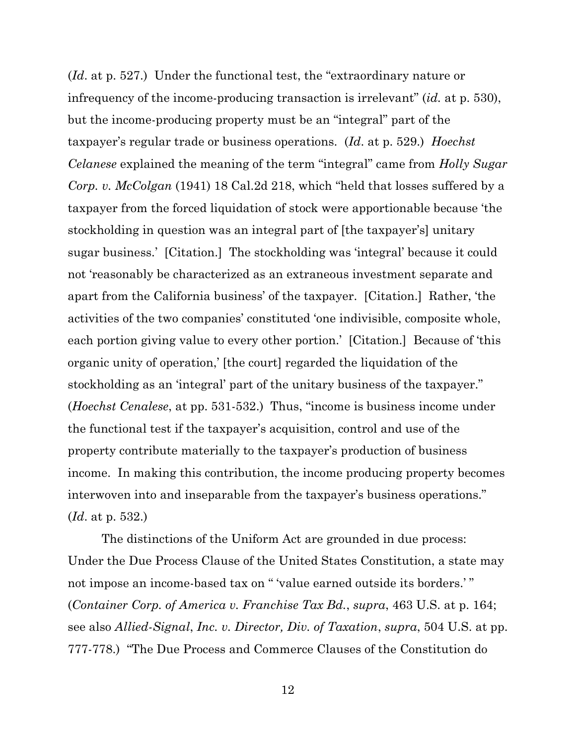(*Id*. at p. 527.) Under the functional test, the "extraordinary nature or infrequency of the income-producing transaction is irrelevant" (*id.* at p. 530), but the income-producing property must be an "integral" part of the taxpayer's regular trade or business operations. (*Id*. at p. 529.) *Hoechst Celanese* explained the meaning of the term "integral" came from *Holly Sugar Corp. v. McColgan* (1941) 18 Cal.2d 218, which "held that losses suffered by a taxpayer from the forced liquidation of stock were apportionable because 'the stockholding in question was an integral part of [the taxpayer's] unitary sugar business.' [Citation.] The stockholding was 'integral' because it could not 'reasonably be characterized as an extraneous investment separate and apart from the California business' of the taxpayer. [Citation.] Rather, 'the activities of the two companies' constituted 'one indivisible, composite whole, each portion giving value to every other portion.' [Citation.] Because of 'this organic unity of operation,' [the court] regarded the liquidation of the stockholding as an 'integral' part of the unitary business of the taxpayer." (*Hoechst Cenalese*, at pp. 531-532.) Thus, "income is business income under the functional test if the taxpayer's acquisition, control and use of the property contribute materially to the taxpayer's production of business income. In making this contribution, the income producing property becomes interwoven into and inseparable from the taxpayer's business operations." (*Id*. at p. 532.)

The distinctions of the Uniform Act are grounded in due process: Under the Due Process Clause of the United States Constitution, a state may not impose an income-based tax on " 'value earned outside its borders.' " (*Container Corp. of America v. Franchise Tax Bd.*, *supra*, 463 U.S. at p. 164; see also *Allied-Signal*, *Inc. v. Director, Div. of Taxation*, *supra*, 504 U.S. at pp. 777-778.) "The Due Process and Commerce Clauses of the Constitution do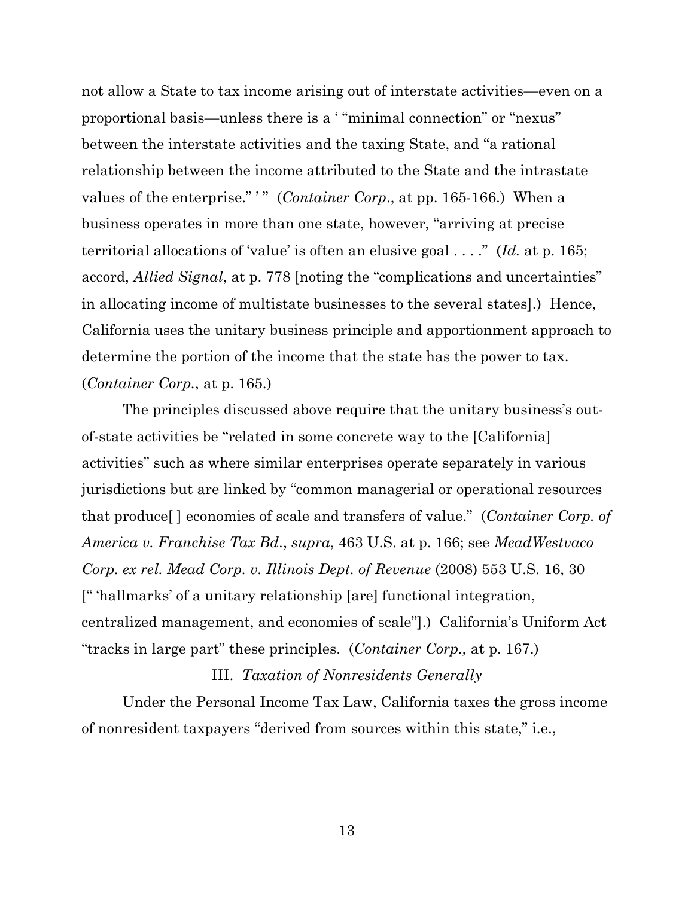not allow a State to tax income arising out of interstate activities—even on a proportional basis—unless there is a ' "minimal connection" or "nexus" between the interstate activities and the taxing State, and "a rational relationship between the income attributed to the State and the intrastate values of the enterprise." ' " (*Container Corp*., at pp. 165-166.) When a business operates in more than one state, however, "arriving at precise territorial allocations of 'value' is often an elusive goal . . . ." (*Id.* at p. 165; accord, *Allied Signal*, at p. 778 [noting the "complications and uncertainties" in allocating income of multistate businesses to the several states].) Hence, California uses the unitary business principle and apportionment approach to determine the portion of the income that the state has the power to tax. (*Container Corp.*, at p. 165.)

The principles discussed above require that the unitary business's out-of-state activities be "related in some concrete way to the [California] activities" such as where similar enterprises operate separately in various jurisdictions but are linked by "common managerial or operational resources that produce[ ] economies of scale and transfers of value." (*Container Corp. of America v. Franchise Tax Bd.*, *supra*, 463 U.S. at p. 166; see *MeadWestvaco Corp. ex rel. Mead Corp. v. Illinois Dept. of Revenue* (2008) 553 U.S. 16, 30 [" 'hallmarks' of a unitary relationship [are] functional integration, centralized management, and economies of scale"].) California's Uniform Act "tracks in large part" these principles. (*Container Corp.,* at p. 167.)

### III. *Taxation of Nonresidents Generally*

Under the Personal Income Tax Law, California taxes the gross income of nonresident taxpayers "derived from sources within this state," i.e.,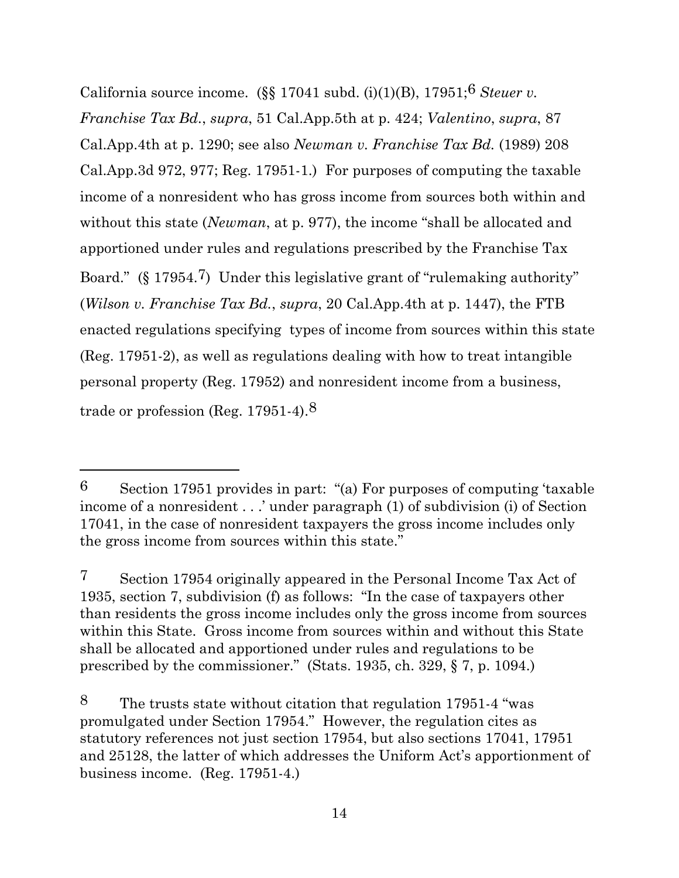California source income. (§§ 17041 subd. (i)(1)(B), 17951;[6] *Steuer v. Franchise Tax Bd.*, *supra*, 51 Cal.App.5th at p. 424; *Valentino*, *supra*, 87 Cal.App.4th at p. 1290; see also *Newman v. Franchise Tax Bd.* (1989) 208 Cal.App.3d 972, 977; Reg. 17951-1.) For purposes of computing the taxable income of a nonresident who has gross income from sources both within and without this state (*Newman*, at p. 977), the income "shall be allocated and apportioned under rules and regulations prescribed by the Franchise Tax Board." (§ 17954.[7]) Under this legislative grant of "rulemaking authority" (*Wilson v. Franchise Tax Bd.*, *supra*, 20 Cal.App.4th at p. 1447), the FTB enacted regulations specifying types of income from sources within this state (Reg. 17951-2), as well as regulations dealing with how to treat intangible personal property (Reg. 17952) and nonresident income from a business, trade or profession (Reg. 17951-4).[8]

---

[6] Section 17951 provides in part: "(a) For purposes of computing 'taxable income of a nonresident . . .' under paragraph (1) of subdivision (i) of Section 17041, in the case of nonresident taxpayers the gross income includes only the gross income from sources within this state."

[7] Section 17954 originally appeared in the Personal Income Tax Act of 1935, section 7, subdivision (f) as follows: "In the case of taxpayers other than residents the gross income includes only the gross income from sources within this State. Gross income from sources within and without this State shall be allocated and apportioned under rules and regulations to be prescribed by the commissioner." (Stats. 1935, ch. 329, § 7, p. 1094.)

[8] The trusts state without citation that regulation 17951-4 "was promulgated under Section 17954." However, the regulation cites as statutory references not just section 17954, but also sections 17041, 17951 and 25128, the latter of which addresses the Uniform Act's apportionment of business income. (Reg. 17951-4.)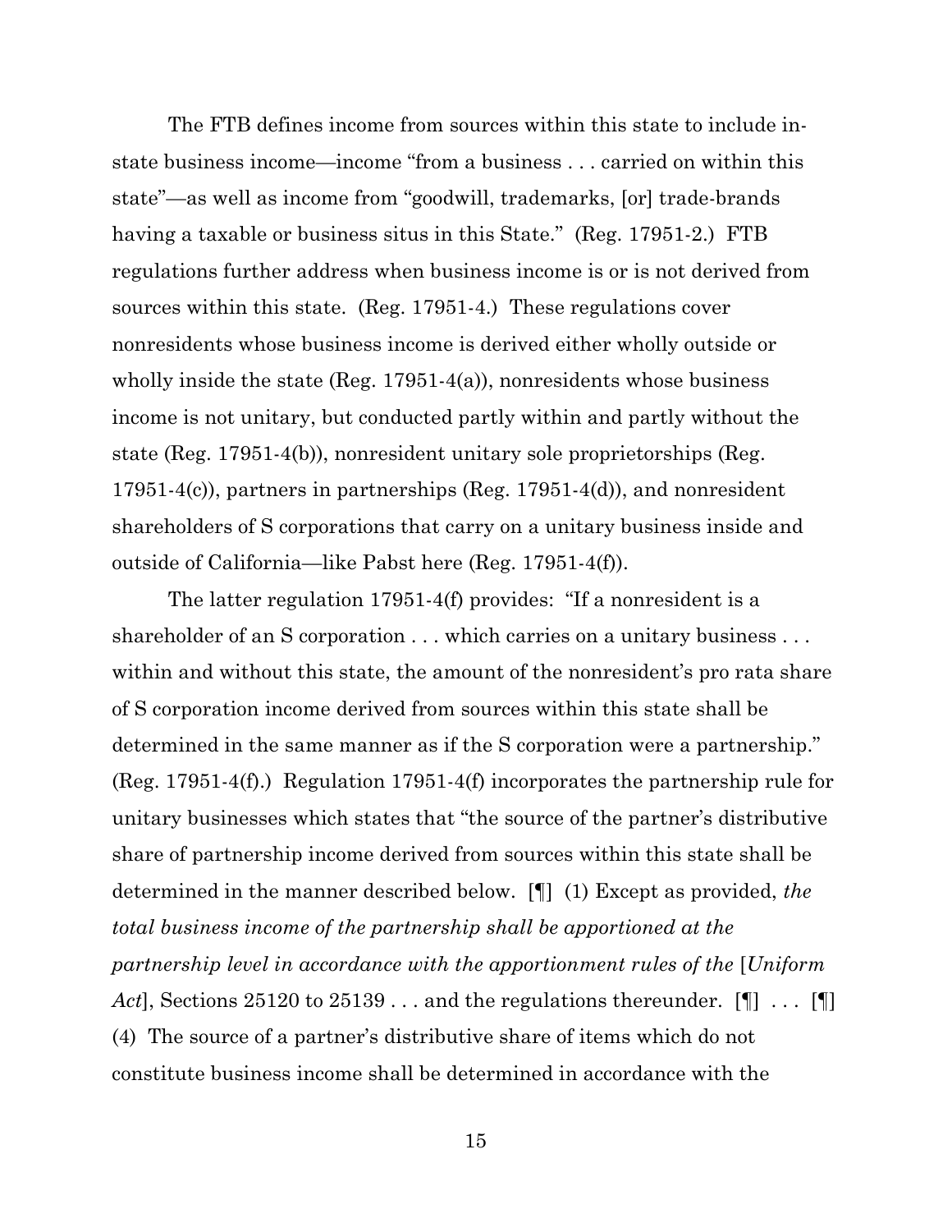The FTB defines income from sources within this state to include in-state business income—income "from a business . . . carried on within this state"—as well as income from "goodwill, trademarks, [or] trade-brands having a taxable or business situs in this State." (Reg. 17951-2.) FTB regulations further address when business income is or is not derived from sources within this state. (Reg. 17951-4.) These regulations cover nonresidents whose business income is derived either wholly outside or wholly inside the state (Reg. 17951-4(a)), nonresidents whose business income is not unitary, but conducted partly within and partly without the state (Reg. 17951-4(b)), nonresident unitary sole proprietorships (Reg. 17951-4(c)), partners in partnerships (Reg. 17951-4(d)), and nonresident shareholders of S corporations that carry on a unitary business inside and outside of California—like Pabst here (Reg. 17951-4(f)).

The latter regulation 17951-4(f) provides: "If a nonresident is a shareholder of an S corporation . . . which carries on a unitary business . . . within and without this state, the amount of the nonresident's pro rata share of S corporation income derived from sources within this state shall be determined in the same manner as if the S corporation were a partnership." (Reg. 17951-4(f).) Regulation 17951-4(f) incorporates the partnership rule for unitary businesses which states that "the source of the partner's distributive share of partnership income derived from sources within this state shall be determined in the manner described below. [¶] (1) Except as provided, *the total business income of the partnership shall be apportioned at the partnership level in accordance with the apportionment rules of the* [*Uniform Act*], Sections 25120 to 25139 . . . and the regulations thereunder. [¶] . . . [¶] (4) The source of a partner's distributive share of items which do not constitute business income shall be determined in accordance with the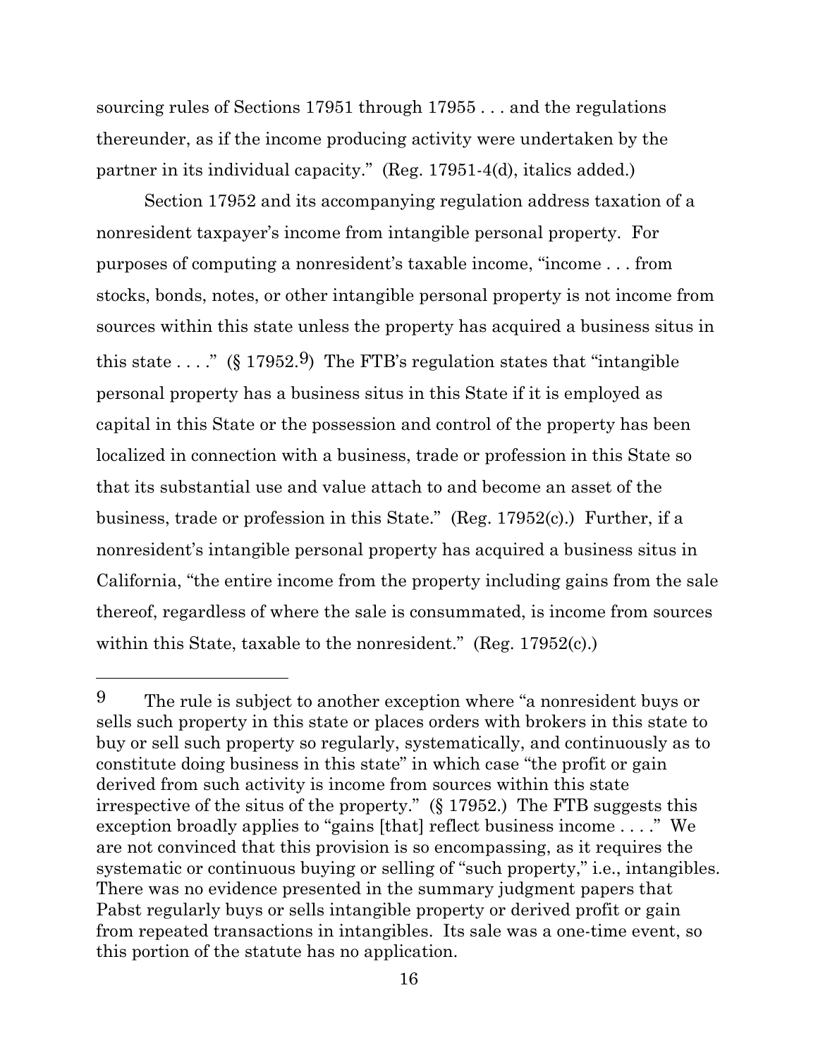sourcing rules of Sections 17951 through 17955 . . . and the regulations thereunder, as if the income producing activity were undertaken by the partner in its individual capacity." (Reg. 17951-4(d), italics added.)

Section 17952 and its accompanying regulation address taxation of a nonresident taxpayer's income from intangible personal property. For purposes of computing a nonresident's taxable income, "income . . . from stocks, bonds, notes, or other intangible personal property is not income from sources within this state unless the property has acquired a business situs in this state . . . ." (§ 17952.[9]) The FTB's regulation states that "intangible personal property has a business situs in this State if it is employed as capital in this State or the possession and control of the property has been localized in connection with a business, trade or profession in this State so that its substantial use and value attach to and become an asset of the business, trade or profession in this State." (Reg. 17952(c).) Further, if a nonresident's intangible personal property has acquired a business situs in California, "the entire income from the property including gains from the sale thereof, regardless of where the sale is consummated, is income from sources within this State, taxable to the nonresident." (Reg. 17952(c).)

---

[9] The rule is subject to another exception where "a nonresident buys or sells such property in this state or places orders with brokers in this state to buy or sell such property so regularly, systematically, and continuously as to constitute doing business in this state" in which case "the profit or gain derived from such activity is income from sources within this state irrespective of the situs of the property." (§ 17952.) The FTB suggests this exception broadly applies to "gains [that] reflect business income . . . ." We are not convinced that this provision is so encompassing, as it requires the systematic or continuous buying or selling of "such property," i.e., intangibles. There was no evidence presented in the summary judgment papers that Pabst regularly buys or sells intangible property or derived profit or gain from repeated transactions in intangibles. Its sale was a one-time event, so this portion of the statute has no application.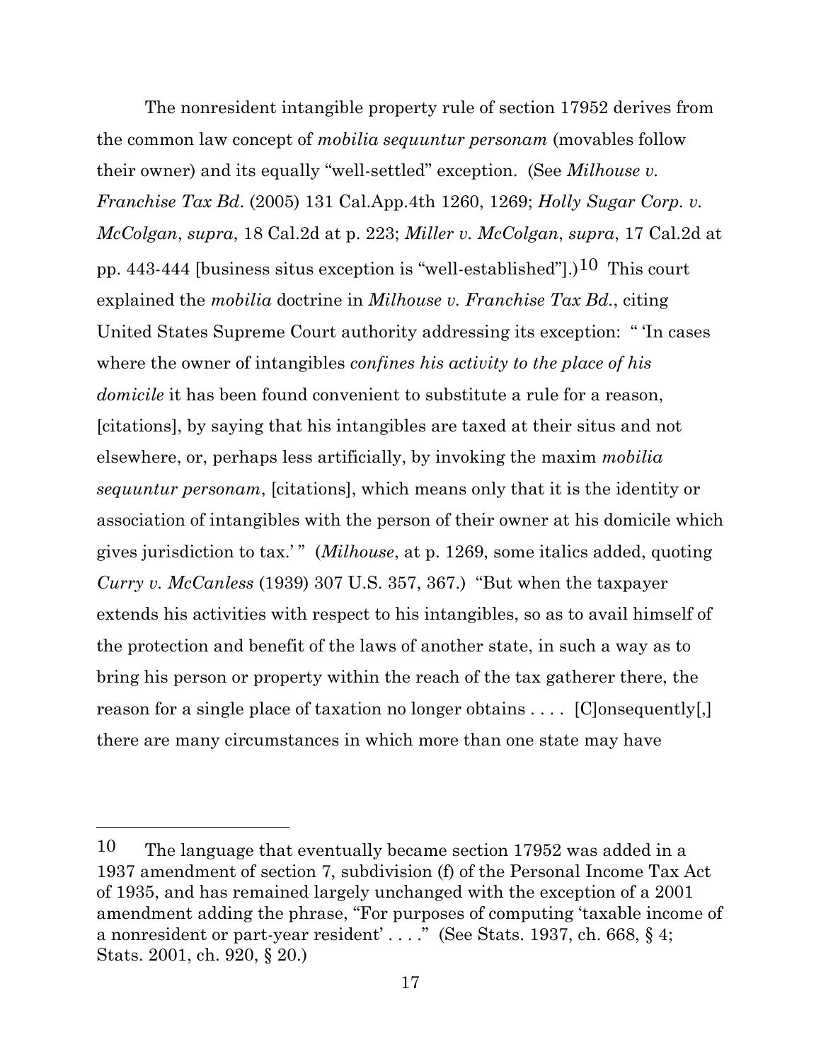The nonresident intangible property rule of section 17952 derives from the common law concept of *mobilia sequuntur personam* (movables follow their owner) and its equally "well-settled" exception. (See *Milhouse v. Franchise Tax Bd*. (2005) 131 Cal.App.4th 1260, 1269; *Holly Sugar Corp. v. McColgan*, *supra*, 18 Cal.2d at p. 223; *Miller v. McColgan*, *supra*, 17 Cal.2d at pp. 443-444 [business situs exception is "well-established"].)[10] This court explained the *mobilia* doctrine in *Milhouse v. Franchise Tax Bd.*, citing United States Supreme Court authority addressing its exception: " 'In cases where the owner of intangibles *confines his activity to the place of his domicile* it has been found convenient to substitute a rule for a reason, [citations], by saying that his intangibles are taxed at their situs and not elsewhere, or, perhaps less artificially, by invoking the maxim *mobilia sequuntur personam*, [citations], which means only that it is the identity or association of intangibles with the person of their owner at his domicile which gives jurisdiction to tax.' " (*Milhouse*, at p. 1269, some italics added, quoting *Curry v. McCanless* (1939) 307 U.S. 357, 367.) "But when the taxpayer extends his activities with respect to his intangibles, so as to avail himself of the protection and benefit of the laws of another state, in such a way as to bring his person or property within the reach of the tax gatherer there, the reason for a single place of taxation no longer obtains . . . . [C]onsequently[,] there are many circumstances in which more than one state may have

---

[10] The language that eventually became section 17952 was added in a 1937 amendment of section 7, subdivision (f) of the Personal Income Tax Act of 1935, and has remained largely unchanged with the exception of a 2001 amendment adding the phrase, "For purposes of computing 'taxable income of a nonresident or part-year resident' . . . ." (See Stats. 1937, ch. 668, § 4; Stats. 2001, ch. 920, § 20.)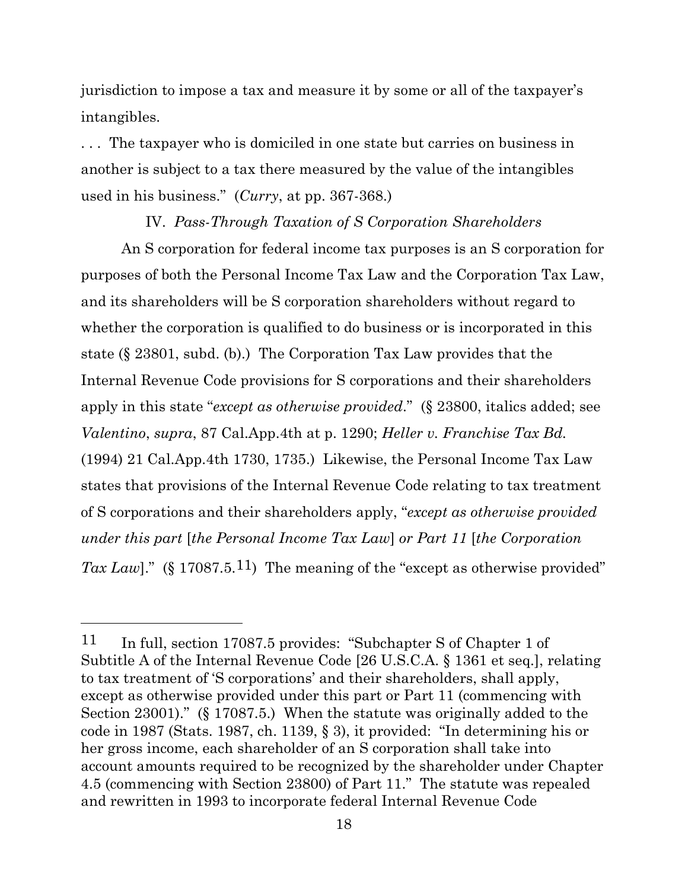jurisdiction to impose a tax and measure it by some or all of the taxpayer's intangibles.

. . . The taxpayer who is domiciled in one state but carries on business in another is subject to a tax there measured by the value of the intangibles used in his business." (*Curry*, at pp. 367-368.)

IV. *Pass-Through Taxation of S Corporation Shareholders*

An S corporation for federal income tax purposes is an S corporation for purposes of both the Personal Income Tax Law and the Corporation Tax Law, and its shareholders will be S corporation shareholders without regard to whether the corporation is qualified to do business or is incorporated in this state (§ 23801, subd. (b).) The Corporation Tax Law provides that the Internal Revenue Code provisions for S corporations and their shareholders apply in this state "*except as otherwise provided*." (§ 23800, italics added; see *Valentino*, *supra*, 87 Cal.App.4th at p. 1290; *Heller v. Franchise Tax Bd.* (1994) 21 Cal.App.4th 1730, 1735.) Likewise, the Personal Income Tax Law states that provisions of the Internal Revenue Code relating to tax treatment of S corporations and their shareholders apply, "*except as otherwise provided under this part* [*the Personal Income Tax Law*] *or Part 11* [*the Corporation Tax Law*]." (§ 17087.5.[11]) The meaning of the "except as otherwise provided"

---

[11] In full, section 17087.5 provides: "Subchapter S of Chapter 1 of Subtitle A of the Internal Revenue Code [26 U.S.C.A. § 1361 et seq.], relating to tax treatment of 'S corporations' and their shareholders, shall apply, except as otherwise provided under this part or Part 11 (commencing with Section 23001)." (§ 17087.5.) When the statute was originally added to the code in 1987 (Stats. 1987, ch. 1139, § 3), it provided: "In determining his or her gross income, each shareholder of an S corporation shall take into account amounts required to be recognized by the shareholder under Chapter 4.5 (commencing with Section 23800) of Part 11." The statute was repealed and rewritten in 1993 to incorporate federal Internal Revenue Code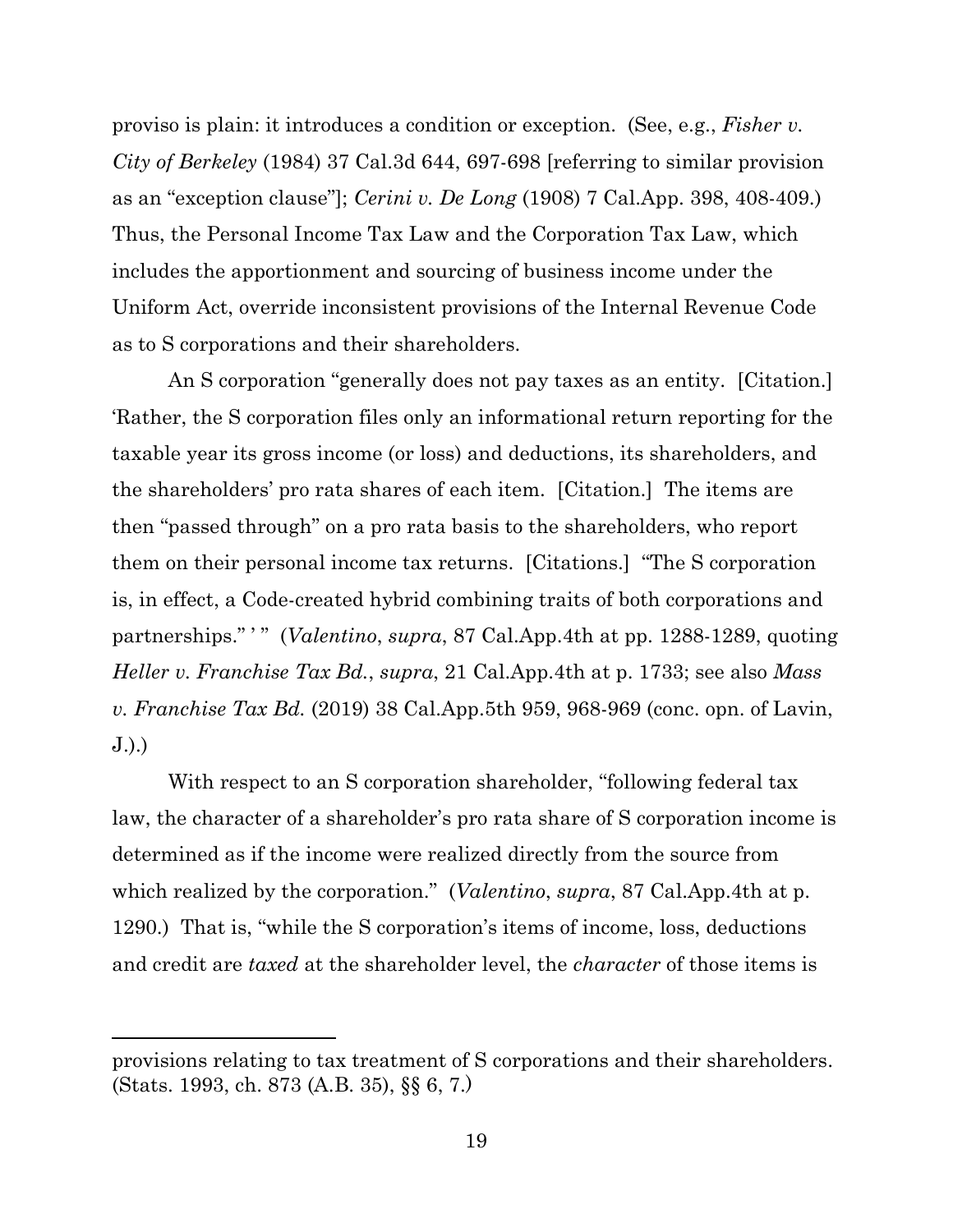proviso is plain: it introduces a condition or exception. (See, e.g., *Fisher v. City of Berkeley* (1984) 37 Cal.3d 644, 697-698 [referring to similar provision as an "exception clause"]; *Cerini v. De Long* (1908) 7 Cal.App. 398, 408-409.) Thus, the Personal Income Tax Law and the Corporation Tax Law, which includes the apportionment and sourcing of business income under the Uniform Act, override inconsistent provisions of the Internal Revenue Code as to S corporations and their shareholders.

An S corporation "generally does not pay taxes as an entity. [Citation.] 'Rather, the S corporation files only an informational return reporting for the taxable year its gross income (or loss) and deductions, its shareholders, and the shareholders' pro rata shares of each item. [Citation.] The items are then "passed through" on a pro rata basis to the shareholders, who report them on their personal income tax returns. [Citations.] "The S corporation is, in effect, a Code-created hybrid combining traits of both corporations and partnerships." ' " (*Valentino*, *supra*, 87 Cal.App.4th at pp. 1288-1289, quoting *Heller v. Franchise Tax Bd.*, *supra*, 21 Cal.App.4th at p. 1733; see also *Mass v. Franchise Tax Bd.* (2019) 38 Cal.App.5th 959, 968-969 (conc. opn. of Lavin, J.).)

With respect to an S corporation shareholder, "following federal tax law, the character of a shareholder's pro rata share of S corporation income is determined as if the income were realized directly from the source from which realized by the corporation." (*Valentino*, *supra*, 87 Cal.App.4th at p. 1290.) That is, "while the S corporation's items of income, loss, deductions and credit are *taxed* at the shareholder level, the *character* of those items is

---

provisions relating to tax treatment of S corporations and their shareholders. (Stats. 1993, ch. 873 (A.B. 35), §§ 6, 7.)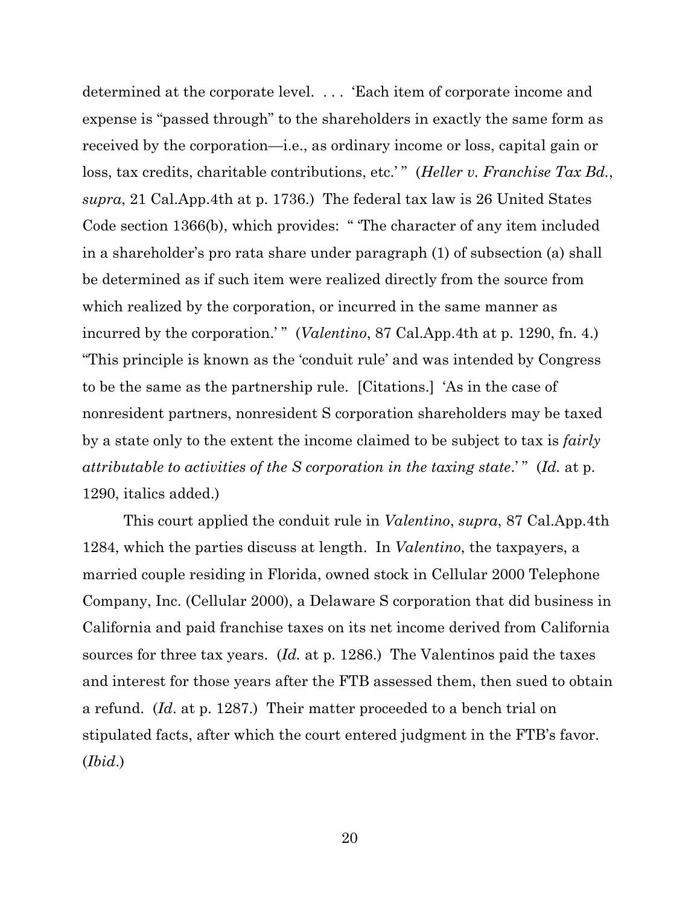determined at the corporate level. . . . 'Each item of corporate income and expense is "passed through" to the shareholders in exactly the same form as received by the corporation—i.e., as ordinary income or loss, capital gain or loss, tax credits, charitable contributions, etc.' " (*Heller v. Franchise Tax Bd.*, *supra*, 21 Cal.App.4th at p. 1736.) The federal tax law is 26 United States Code section 1366(b), which provides: " 'The character of any item included in a shareholder's pro rata share under paragraph (1) of subsection (a) shall be determined as if such item were realized directly from the source from which realized by the corporation, or incurred in the same manner as incurred by the corporation.' " (*Valentino*, 87 Cal.App.4th at p. 1290, fn. 4.) "This principle is known as the 'conduit rule' and was intended by Congress to be the same as the partnership rule. [Citations.] 'As in the case of nonresident partners, nonresident S corporation shareholders may be taxed by a state only to the extent the income claimed to be subject to tax is *fairly attributable to activities of the S corporation in the taxing state*.' " (*Id.* at p. 1290, italics added.)

This court applied the conduit rule in *Valentino*, *supra*, 87 Cal.App.4th 1284, which the parties discuss at length. In *Valentino*, the taxpayers, a married couple residing in Florida, owned stock in Cellular 2000 Telephone Company, Inc. (Cellular 2000), a Delaware S corporation that did business in California and paid franchise taxes on its net income derived from California sources for three tax years. (*Id.* at p. 1286.) The Valentinos paid the taxes and interest for those years after the FTB assessed them, then sued to obtain a refund. (*Id*. at p. 1287.) Their matter proceeded to a bench trial on stipulated facts, after which the court entered judgment in the FTB's favor. (*Ibid*.)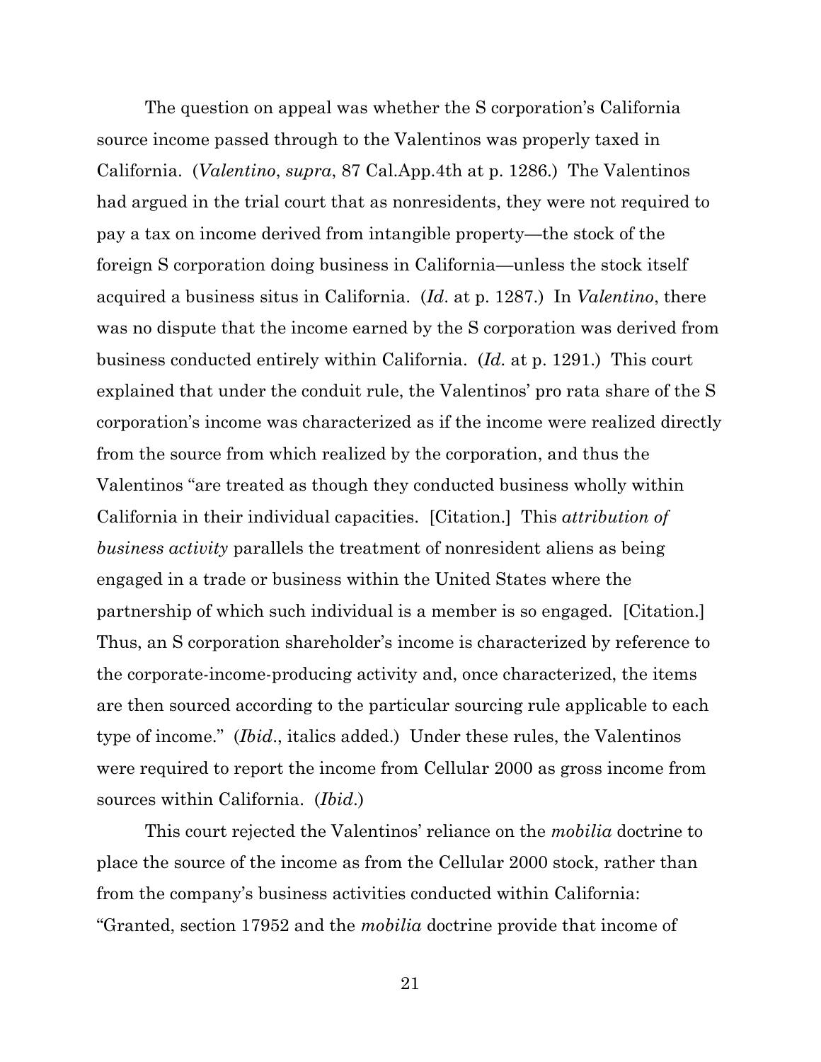The question on appeal was whether the S corporation's California source income passed through to the Valentinos was properly taxed in California. (*Valentino*, *supra*, 87 Cal.App.4th at p. 1286.) The Valentinos had argued in the trial court that as nonresidents, they were not required to pay a tax on income derived from intangible property—the stock of the foreign S corporation doing business in California—unless the stock itself acquired a business situs in California. (*Id*. at p. 1287.) In *Valentino*, there was no dispute that the income earned by the S corporation was derived from business conducted entirely within California. (*Id.* at p. 1291.) This court explained that under the conduit rule, the Valentinos' pro rata share of the S corporation's income was characterized as if the income were realized directly from the source from which realized by the corporation, and thus the Valentinos "are treated as though they conducted business wholly within California in their individual capacities. [Citation.] This *attribution of business activity* parallels the treatment of nonresident aliens as being engaged in a trade or business within the United States where the partnership of which such individual is a member is so engaged. [Citation.] Thus, an S corporation shareholder's income is characterized by reference to the corporate-income-producing activity and, once characterized, the items are then sourced according to the particular sourcing rule applicable to each type of income." (*Ibid*., italics added.) Under these rules, the Valentinos were required to report the income from Cellular 2000 as gross income from sources within California. (*Ibid*.)

This court rejected the Valentinos' reliance on the *mobilia* doctrine to place the source of the income as from the Cellular 2000 stock, rather than from the company's business activities conducted within California: "Granted, section 17952 and the *mobilia* doctrine provide that income of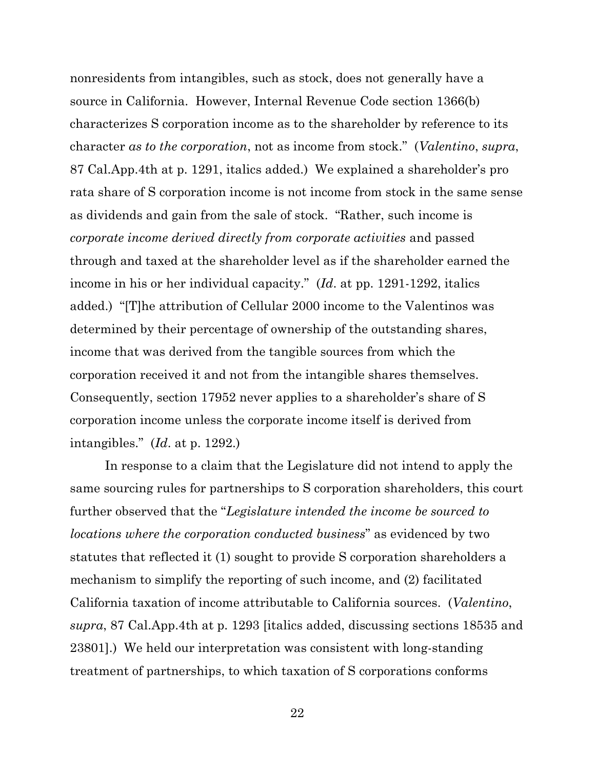nonresidents from intangibles, such as stock, does not generally have a source in California. However, Internal Revenue Code section 1366(b) characterizes S corporation income as to the shareholder by reference to its character *as to the corporation*, not as income from stock." (*Valentino*, *supra*, 87 Cal.App.4th at p. 1291, italics added.) We explained a shareholder's pro rata share of S corporation income is not income from stock in the same sense as dividends and gain from the sale of stock. "Rather, such income is *corporate income derived directly from corporate activities* and passed through and taxed at the shareholder level as if the shareholder earned the income in his or her individual capacity." (*Id*. at pp. 1291-1292, italics added.) "[T]he attribution of Cellular 2000 income to the Valentinos was determined by their percentage of ownership of the outstanding shares, income that was derived from the tangible sources from which the corporation received it and not from the intangible shares themselves. Consequently, section 17952 never applies to a shareholder's share of S corporation income unless the corporate income itself is derived from intangibles." (*Id*. at p. 1292.)

In response to a claim that the Legislature did not intend to apply the same sourcing rules for partnerships to S corporation shareholders, this court further observed that the "*Legislature intended the income be sourced to locations where the corporation conducted business*" as evidenced by two statutes that reflected it (1) sought to provide S corporation shareholders a mechanism to simplify the reporting of such income, and (2) facilitated California taxation of income attributable to California sources. (*Valentino*, *supra*, 87 Cal.App.4th at p. 1293 [italics added, discussing sections 18535 and 23801].) We held our interpretation was consistent with long-standing treatment of partnerships, to which taxation of S corporations conforms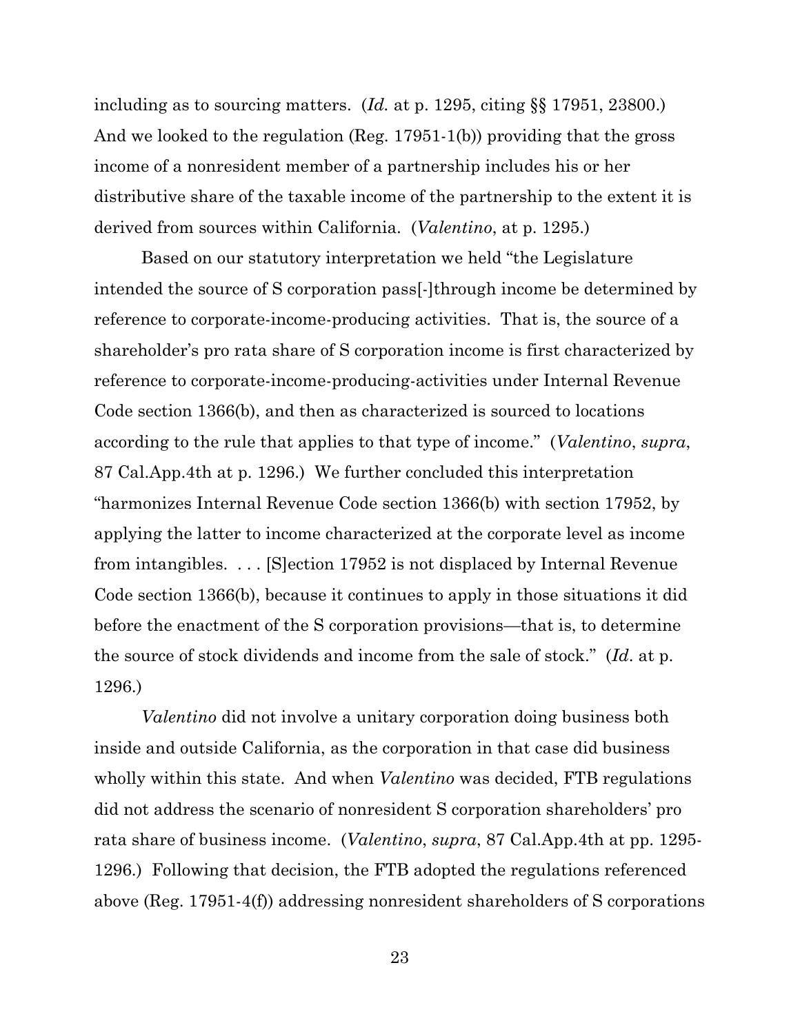including as to sourcing matters. (*Id.* at p. 1295, citing §§ 17951, 23800.) And we looked to the regulation (Reg. 17951-1(b)) providing that the gross income of a nonresident member of a partnership includes his or her distributive share of the taxable income of the partnership to the extent it is derived from sources within California. (*Valentino*, at p. 1295.)

Based on our statutory interpretation we held "the Legislature intended the source of S corporation pass[-]through income be determined by reference to corporate-income-producing activities. That is, the source of a shareholder's pro rata share of S corporation income is first characterized by reference to corporate-income-producing-activities under Internal Revenue Code section 1366(b), and then as characterized is sourced to locations according to the rule that applies to that type of income." (*Valentino*, *supra*, 87 Cal.App.4th at p. 1296.) We further concluded this interpretation "harmonizes Internal Revenue Code section 1366(b) with section 17952, by applying the latter to income characterized at the corporate level as income from intangibles. . . . [S]ection 17952 is not displaced by Internal Revenue Code section 1366(b), because it continues to apply in those situations it did before the enactment of the S corporation provisions—that is, to determine the source of stock dividends and income from the sale of stock." (*Id*. at p. 1296.)

*Valentino* did not involve a unitary corporation doing business both inside and outside California, as the corporation in that case did business wholly within this state. And when *Valentino* was decided, FTB regulations did not address the scenario of nonresident S corporation shareholders' pro rata share of business income. (*Valentino*, *supra*, 87 Cal.App.4th at pp. 1295-1296.) Following that decision, the FTB adopted the regulations referenced above (Reg. 17951-4(f)) addressing nonresident shareholders of S corporations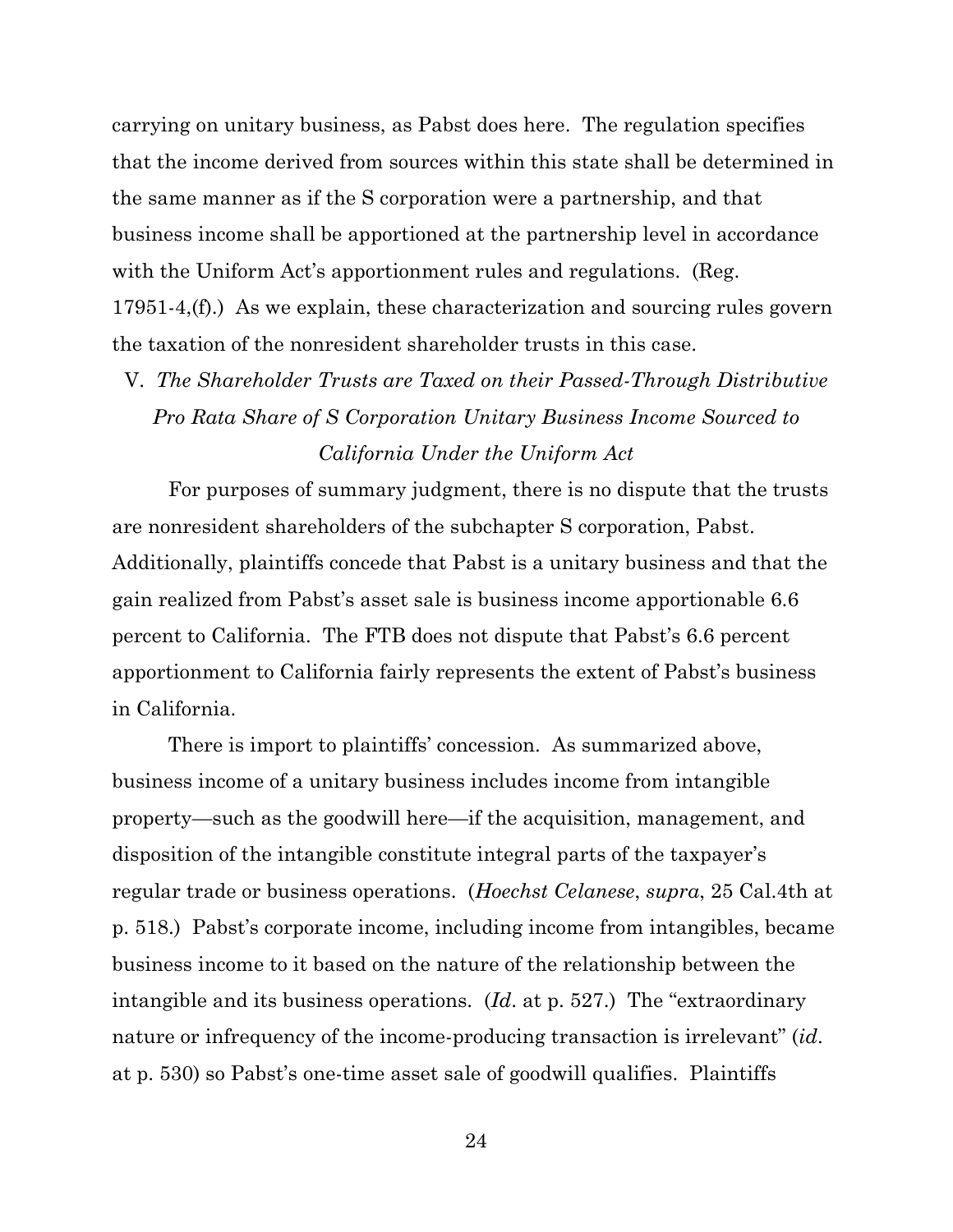carrying on unitary business, as Pabst does here. The regulation specifies that the income derived from sources within this state shall be determined in the same manner as if the S corporation were a partnership, and that business income shall be apportioned at the partnership level in accordance with the Uniform Act's apportionment rules and regulations. (Reg. 17951-4,(f).) As we explain, these characterization and sourcing rules govern the taxation of the nonresident shareholder trusts in this case.

### V. *The Shareholder Trusts are Taxed on their Passed-Through Distributive Pro Rata Share of S Corporation Unitary Business Income Sourced to California Under the Uniform Act*

For purposes of summary judgment, there is no dispute that the trusts are nonresident shareholders of the subchapter S corporation, Pabst. Additionally, plaintiffs concede that Pabst is a unitary business and that the gain realized from Pabst's asset sale is business income apportionable 6.6 percent to California. The FTB does not dispute that Pabst's 6.6 percent apportionment to California fairly represents the extent of Pabst's business in California.

There is import to plaintiffs' concession. As summarized above, business income of a unitary business includes income from intangible property—such as the goodwill here—if the acquisition, management, and disposition of the intangible constitute integral parts of the taxpayer's regular trade or business operations. (*Hoechst Celanese*, *supra*, 25 Cal.4th at p. 518.) Pabst's corporate income, including income from intangibles, became business income to it based on the nature of the relationship between the intangible and its business operations. (*Id*. at p. 527.) The "extraordinary nature or infrequency of the income-producing transaction is irrelevant" (*id*. at p. 530) so Pabst's one-time asset sale of goodwill qualifies. Plaintiffs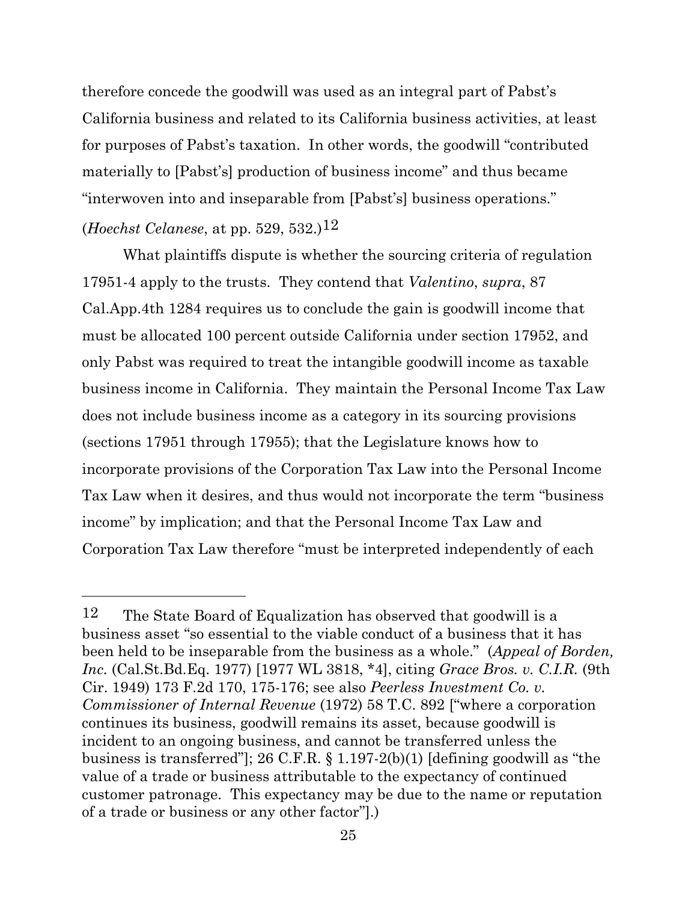therefore concede the goodwill was used as an integral part of Pabst's California business and related to its California business activities, at least for purposes of Pabst's taxation. In other words, the goodwill "contributed materially to [Pabst's] production of business income" and thus became "interwoven into and inseparable from [Pabst's] business operations." (*Hoechst Celanese*, at pp. 529, 532.)[12]

What plaintiffs dispute is whether the sourcing criteria of regulation 17951-4 apply to the trusts. They contend that *Valentino*, *supra*, 87 Cal.App.4th 1284 requires us to conclude the gain is goodwill income that must be allocated 100 percent outside California under section 17952, and only Pabst was required to treat the intangible goodwill income as taxable business income in California. They maintain the Personal Income Tax Law does not include business income as a category in its sourcing provisions (sections 17951 through 17955); that the Legislature knows how to incorporate provisions of the Corporation Tax Law into the Personal Income Tax Law when it desires, and thus would not incorporate the term "business income" by implication; and that the Personal Income Tax Law and Corporation Tax Law therefore "must be interpreted independently of each

---

12 The State Board of Equalization has observed that goodwill is a business asset "so essential to the viable conduct of a business that it has been held to be inseparable from the business as a whole." (*Appeal of Borden, Inc.* (Cal.St.Bd.Eq. 1977) [1977 WL 3818, *4], citing *Grace Bros. v. C.I.R.* (9th Cir. 1949) 173 F.2d 170, 175-176; see also *Peerless Investment Co. v. Commissioner of Internal Revenue* (1972) 58 T.C. 892 ["where a corporation continues its business, goodwill remains its asset, because goodwill is incident to an ongoing business, and cannot be transferred unless the business is transferred"]; 26 C.F.R. § 1.197-2(b)(1) [defining goodwill as "the value of a trade or business attributable to the expectancy of continued customer patronage. This expectancy may be due to the name or reputation of a trade or business or any other factor"].)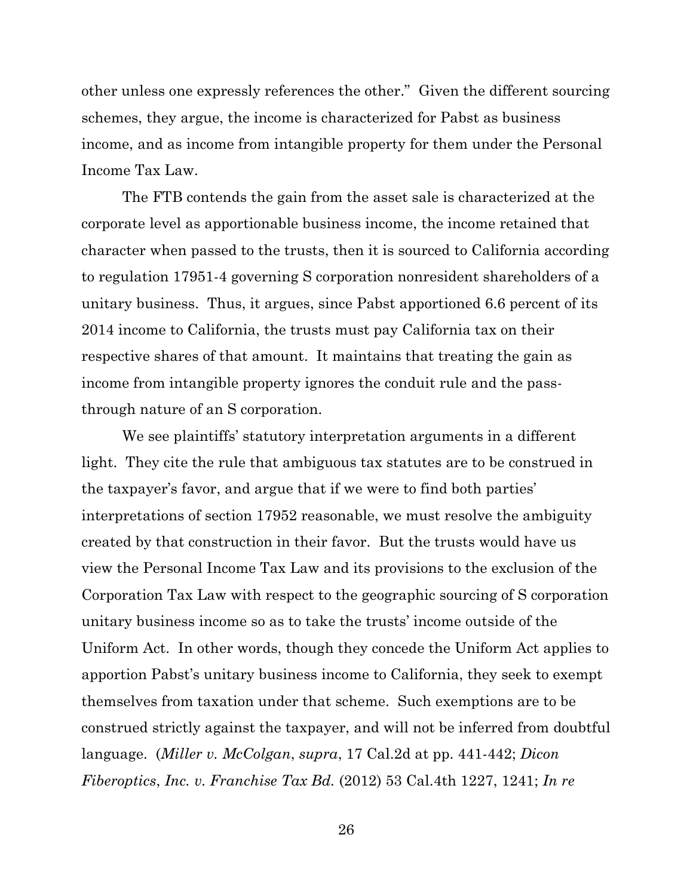other unless one expressly references the other." Given the different sourcing schemes, they argue, the income is characterized for Pabst as business income, and as income from intangible property for them under the Personal Income Tax Law.

The FTB contends the gain from the asset sale is characterized at the corporate level as apportionable business income, the income retained that character when passed to the trusts, then it is sourced to California according to regulation 17951-4 governing S corporation nonresident shareholders of a unitary business. Thus, it argues, since Pabst apportioned 6.6 percent of its 2014 income to California, the trusts must pay California tax on their respective shares of that amount. It maintains that treating the gain as income from intangible property ignores the conduit rule and the pass-through nature of an S corporation.

We see plaintiffs' statutory interpretation arguments in a different light. They cite the rule that ambiguous tax statutes are to be construed in the taxpayer's favor, and argue that if we were to find both parties' interpretations of section 17952 reasonable, we must resolve the ambiguity created by that construction in their favor. But the trusts would have us view the Personal Income Tax Law and its provisions to the exclusion of the Corporation Tax Law with respect to the geographic sourcing of S corporation unitary business income so as to take the trusts' income outside of the Uniform Act. In other words, though they concede the Uniform Act applies to apportion Pabst's unitary business income to California, they seek to exempt themselves from taxation under that scheme. Such exemptions are to be construed strictly against the taxpayer, and will not be inferred from doubtful language. (*Miller v. McColgan*, *supra*, 17 Cal.2d at pp. 441-442; *Dicon Fiberoptics*, *Inc. v. Franchise Tax Bd.* (2012) 53 Cal.4th 1227, 1241; *In re*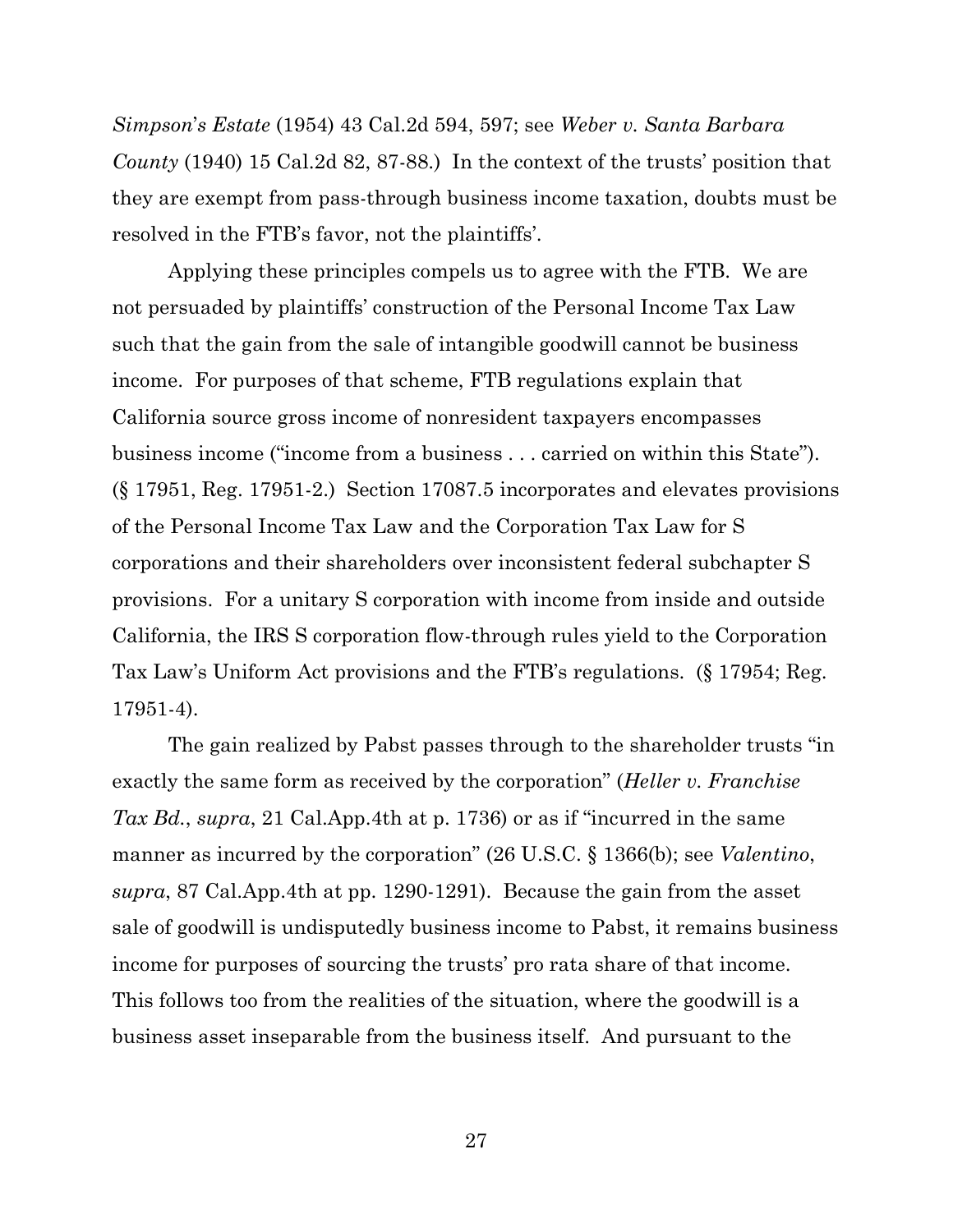*Simpson's Estate* (1954) 43 Cal.2d 594, 597; see *Weber v. Santa Barbara County* (1940) 15 Cal.2d 82, 87-88.) In the context of the trusts' position that they are exempt from pass-through business income taxation, doubts must be resolved in the FTB's favor, not the plaintiffs'.

Applying these principles compels us to agree with the FTB. We are not persuaded by plaintiffs' construction of the Personal Income Tax Law such that the gain from the sale of intangible goodwill cannot be business income. For purposes of that scheme, FTB regulations explain that California source gross income of nonresident taxpayers encompasses business income ("income from a business . . . carried on within this State"). (§ 17951, Reg. 17951-2.) Section 17087.5 incorporates and elevates provisions of the Personal Income Tax Law and the Corporation Tax Law for S corporations and their shareholders over inconsistent federal subchapter S provisions. For a unitary S corporation with income from inside and outside California, the IRS S corporation flow-through rules yield to the Corporation Tax Law's Uniform Act provisions and the FTB's regulations. (§ 17954; Reg. 17951-4).

The gain realized by Pabst passes through to the shareholder trusts "in exactly the same form as received by the corporation" (*Heller v. Franchise Tax Bd.*, *supra*, 21 Cal.App.4th at p. 1736) or as if "incurred in the same manner as incurred by the corporation" (26 U.S.C. § 1366(b); see *Valentino*, *supra*, 87 Cal.App.4th at pp. 1290-1291). Because the gain from the asset sale of goodwill is undisputedly business income to Pabst, it remains business income for purposes of sourcing the trusts' pro rata share of that income. This follows too from the realities of the situation, where the goodwill is a business asset inseparable from the business itself. And pursuant to the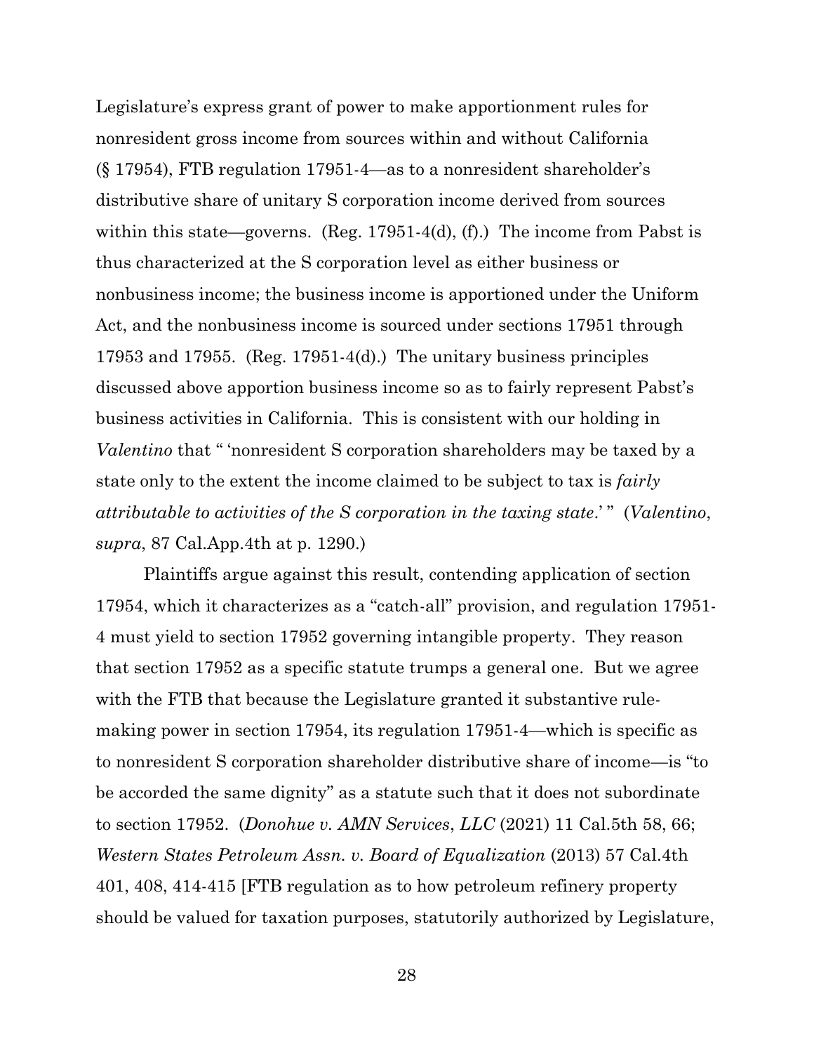Legislature's express grant of power to make apportionment rules for nonresident gross income from sources within and without California (§ 17954), FTB regulation 17951-4—as to a nonresident shareholder's distributive share of unitary S corporation income derived from sources within this state—governs. (Reg. 17951-4(d), (f).) The income from Pabst is thus characterized at the S corporation level as either business or nonbusiness income; the business income is apportioned under the Uniform Act, and the nonbusiness income is sourced under sections 17951 through 17953 and 17955. (Reg. 17951-4(d).) The unitary business principles discussed above apportion business income so as to fairly represent Pabst's business activities in California. This is consistent with our holding in *Valentino* that " 'nonresident S corporation shareholders may be taxed by a state only to the extent the income claimed to be subject to tax is *fairly attributable to activities of the S corporation in the taxing state*.' " (*Valentino*, *supra*, 87 Cal.App.4th at p. 1290.)

Plaintiffs argue against this result, contending application of section 17954, which it characterizes as a "catch-all" provision, and regulation 17951-4 must yield to section 17952 governing intangible property. They reason that section 17952 as a specific statute trumps a general one. But we agree with the FTB that because the Legislature granted it substantive rule-making power in section 17954, its regulation 17951-4—which is specific as to nonresident S corporation shareholder distributive share of income—is "to be accorded the same dignity" as a statute such that it does not subordinate to section 17952. (*Donohue v. AMN Services*, *LLC* (2021) 11 Cal.5th 58, 66; *Western States Petroleum Assn. v. Board of Equalization* (2013) 57 Cal.4th 401, 408, 414-415 [FTB regulation as to how petroleum refinery property should be valued for taxation purposes, statutorily authorized by Legislature,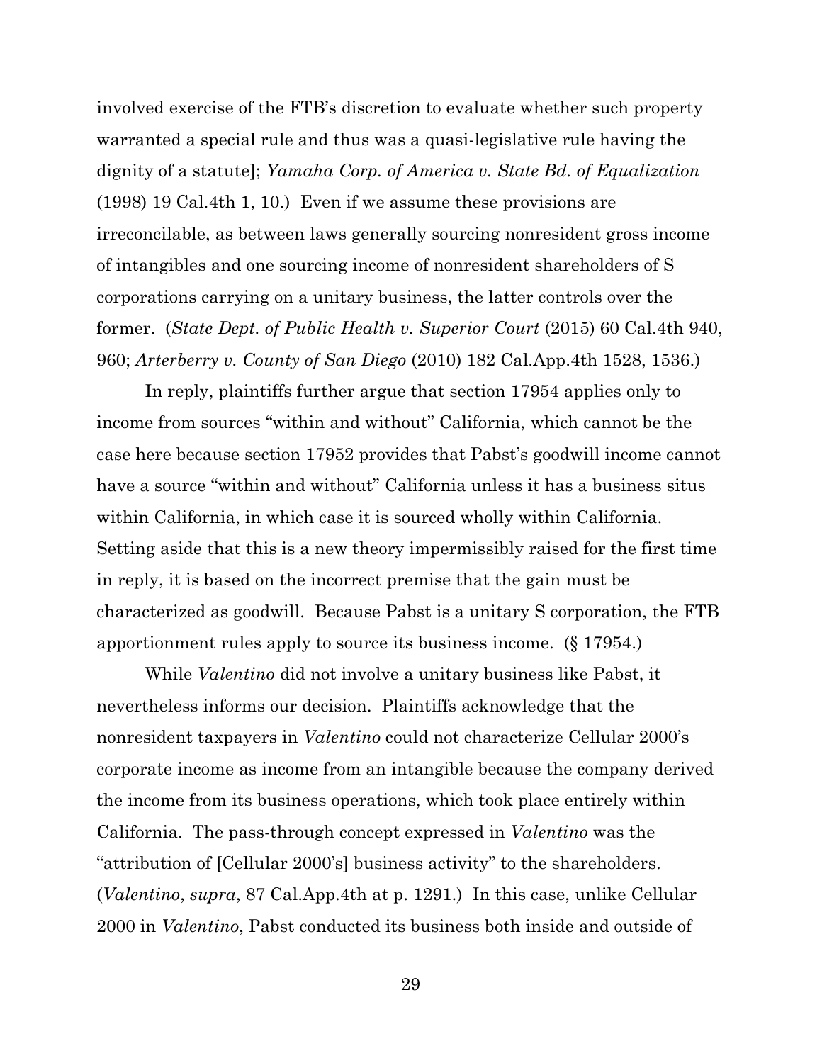involved exercise of the FTB's discretion to evaluate whether such property warranted a special rule and thus was a quasi-legislative rule having the dignity of a statute]; *Yamaha Corp. of America v. State Bd. of Equalization* (1998) 19 Cal.4th 1, 10.) Even if we assume these provisions are irreconcilable, as between laws generally sourcing nonresident gross income of intangibles and one sourcing income of nonresident shareholders of S corporations carrying on a unitary business, the latter controls over the former. (*State Dept. of Public Health v. Superior Court* (2015) 60 Cal.4th 940, 960; *Arterberry v. County of San Diego* (2010) 182 Cal.App.4th 1528, 1536.)

In reply, plaintiffs further argue that section 17954 applies only to income from sources "within and without" California, which cannot be the case here because section 17952 provides that Pabst's goodwill income cannot have a source "within and without" California unless it has a business situs within California, in which case it is sourced wholly within California. Setting aside that this is a new theory impermissibly raised for the first time in reply, it is based on the incorrect premise that the gain must be characterized as goodwill. Because Pabst is a unitary S corporation, the FTB apportionment rules apply to source its business income. (§ 17954.)

While *Valentino* did not involve a unitary business like Pabst, it nevertheless informs our decision. Plaintiffs acknowledge that the nonresident taxpayers in *Valentino* could not characterize Cellular 2000's corporate income as income from an intangible because the company derived the income from its business operations, which took place entirely within California. The pass-through concept expressed in *Valentino* was the "attribution of [Cellular 2000's] business activity" to the shareholders. (*Valentino*, *supra*, 87 Cal.App.4th at p. 1291.) In this case, unlike Cellular 2000 in *Valentino*, Pabst conducted its business both inside and outside of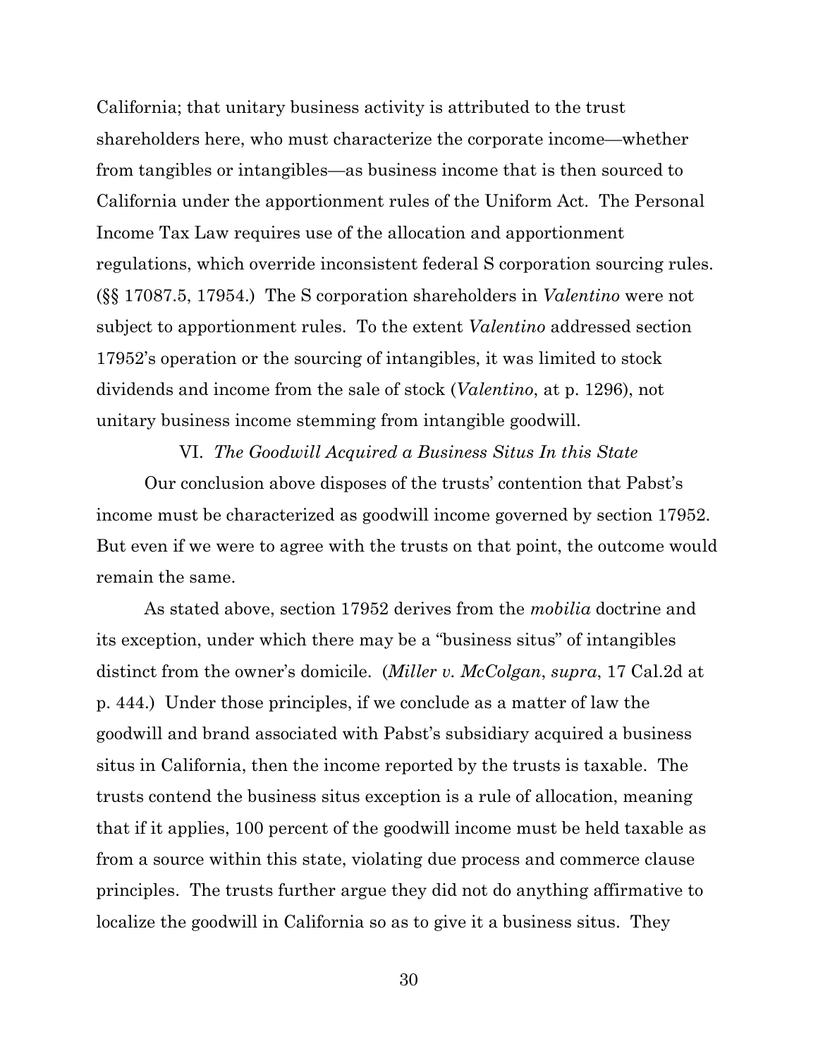California; that unitary business activity is attributed to the trust shareholders here, who must characterize the corporate income—whether from tangibles or intangibles—as business income that is then sourced to California under the apportionment rules of the Uniform Act. The Personal Income Tax Law requires use of the allocation and apportionment regulations, which override inconsistent federal S corporation sourcing rules. (§§ 17087.5, 17954.) The S corporation shareholders in *Valentino* were not subject to apportionment rules. To the extent *Valentino* addressed section 17952's operation or the sourcing of intangibles, it was limited to stock dividends and income from the sale of stock (*Valentino*, at p. 1296), not unitary business income stemming from intangible goodwill.

### VI. *The Goodwill Acquired a Business Situs In this State*

Our conclusion above disposes of the trusts' contention that Pabst's income must be characterized as goodwill income governed by section 17952. But even if we were to agree with the trusts on that point, the outcome would remain the same.

As stated above, section 17952 derives from the *mobilia* doctrine and its exception, under which there may be a "business situs" of intangibles distinct from the owner's domicile. (*Miller v. McColgan*, *supra*, 17 Cal.2d at p. 444.) Under those principles, if we conclude as a matter of law the goodwill and brand associated with Pabst's subsidiary acquired a business situs in California, then the income reported by the trusts is taxable. The trusts contend the business situs exception is a rule of allocation, meaning that if it applies, 100 percent of the goodwill income must be held taxable as from a source within this state, violating due process and commerce clause principles. The trusts further argue they did not do anything affirmative to localize the goodwill in California so as to give it a business situs. They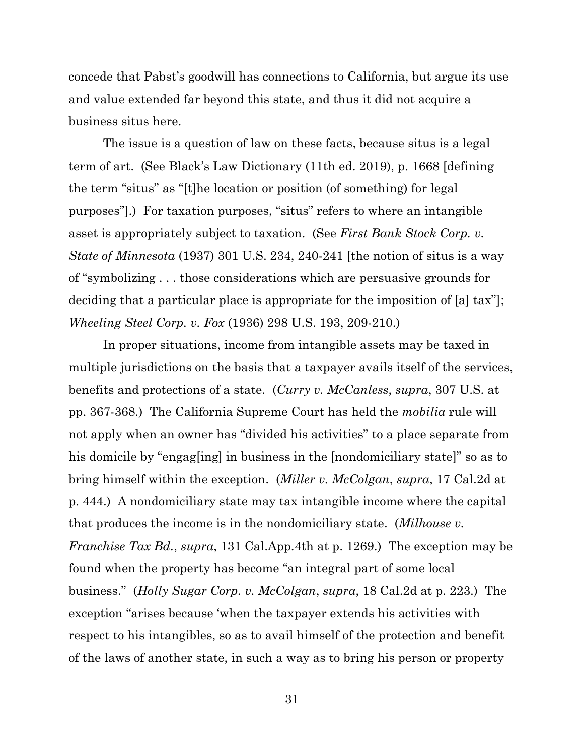concede that Pabst's goodwill has connections to California, but argue its use and value extended far beyond this state, and thus it did not acquire a business situs here.

The issue is a question of law on these facts, because situs is a legal term of art. (See Black's Law Dictionary (11th ed. 2019), p. 1668 [defining the term "situs" as "[t]he location or position (of something) for legal purposes"].) For taxation purposes, "situs" refers to where an intangible asset is appropriately subject to taxation. (See *First Bank Stock Corp. v. State of Minnesota* (1937) 301 U.S. 234, 240-241 [the notion of situs is a way of "symbolizing . . . those considerations which are persuasive grounds for deciding that a particular place is appropriate for the imposition of [a] tax"]; *Wheeling Steel Corp. v. Fox* (1936) 298 U.S. 193, 209-210.)

In proper situations, income from intangible assets may be taxed in multiple jurisdictions on the basis that a taxpayer avails itself of the services, benefits and protections of a state. (*Curry v. McCanless*, *supra*, 307 U.S. at pp. 367-368.) The California Supreme Court has held the *mobilia* rule will not apply when an owner has "divided his activities" to a place separate from his domicile by "engag[ing] in business in the [nondomiciliary state]" so as to bring himself within the exception. (*Miller v. McColgan*, *supra*, 17 Cal.2d at p. 444.) A nondomiciliary state may tax intangible income where the capital that produces the income is in the nondomiciliary state. (*Milhouse v. Franchise Tax Bd.*, *supra*, 131 Cal.App.4th at p. 1269.) The exception may be found when the property has become "an integral part of some local business." (*Holly Sugar Corp. v. McColgan*, *supra*, 18 Cal.2d at p. 223.) The exception "arises because 'when the taxpayer extends his activities with respect to his intangibles, so as to avail himself of the protection and benefit of the laws of another state, in such a way as to bring his person or property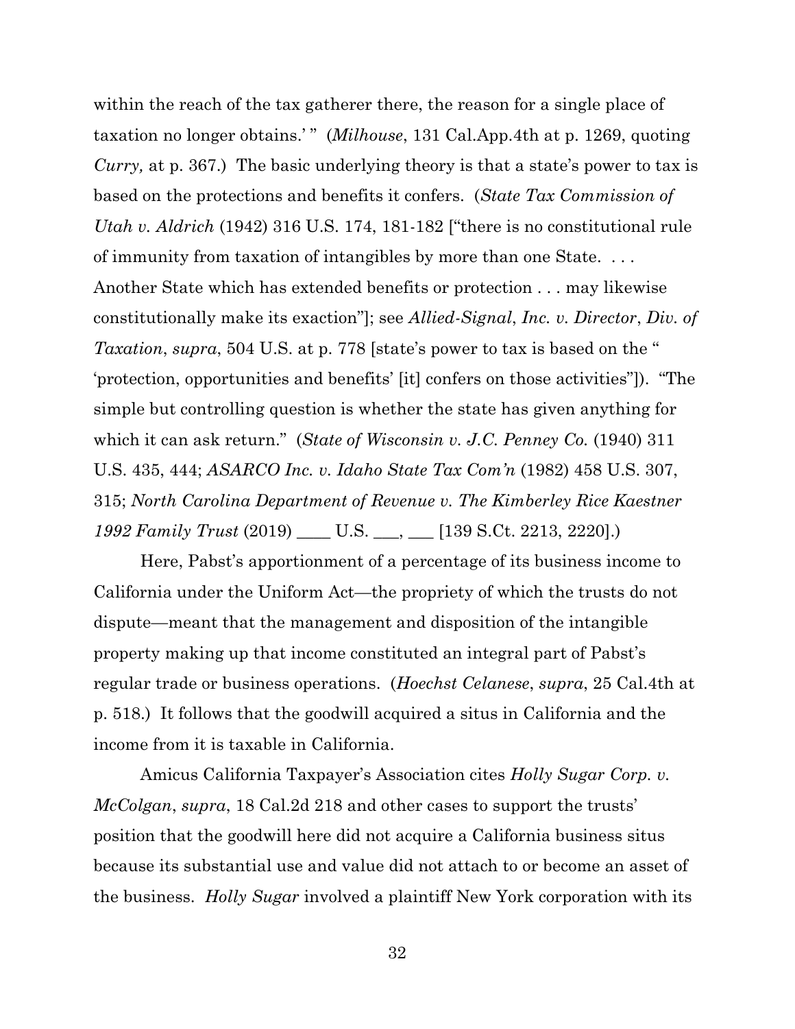within the reach of the tax gatherer there, the reason for a single place of taxation no longer obtains.' " (*Milhouse*, 131 Cal.App.4th at p. 1269, quoting *Curry,* at p. 367.) The basic underlying theory is that a state's power to tax is based on the protections and benefits it confers. (*State Tax Commission of Utah v. Aldrich* (1942) 316 U.S. 174, 181-182 ["there is no constitutional rule of immunity from taxation of intangibles by more than one State. . . . Another State which has extended benefits or protection . . . may likewise constitutionally make its exaction"]; see *Allied-Signal*, *Inc. v. Director*, *Div. of Taxation*, *supra*, 504 U.S. at p. 778 [state's power to tax is based on the " 'protection, opportunities and benefits' [it] confers on those activities"]). "The simple but controlling question is whether the state has given anything for which it can ask return." (*State of Wisconsin v. J.C. Penney Co.* (1940) 311 U.S. 435, 444; *ASARCO Inc. v. Idaho State Tax Com'n* (1982) 458 U.S. 307, 315; *North Carolina Department of Revenue v. The Kimberley Rice Kaestner 1992 Family Trust* (2019) ____ U.S. ___, ___ [139 S.Ct. 2213, 2220].)

Here, Pabst's apportionment of a percentage of its business income to California under the Uniform Act—the propriety of which the trusts do not dispute—meant that the management and disposition of the intangible property making up that income constituted an integral part of Pabst's regular trade or business operations. (*Hoechst Celanese*, *supra*, 25 Cal.4th at p. 518.) It follows that the goodwill acquired a situs in California and the income from it is taxable in California.

Amicus California Taxpayer's Association cites *Holly Sugar Corp. v. McColgan*, *supra*, 18 Cal.2d 218 and other cases to support the trusts' position that the goodwill here did not acquire a California business situs because its substantial use and value did not attach to or become an asset of the business. *Holly Sugar* involved a plaintiff New York corporation with its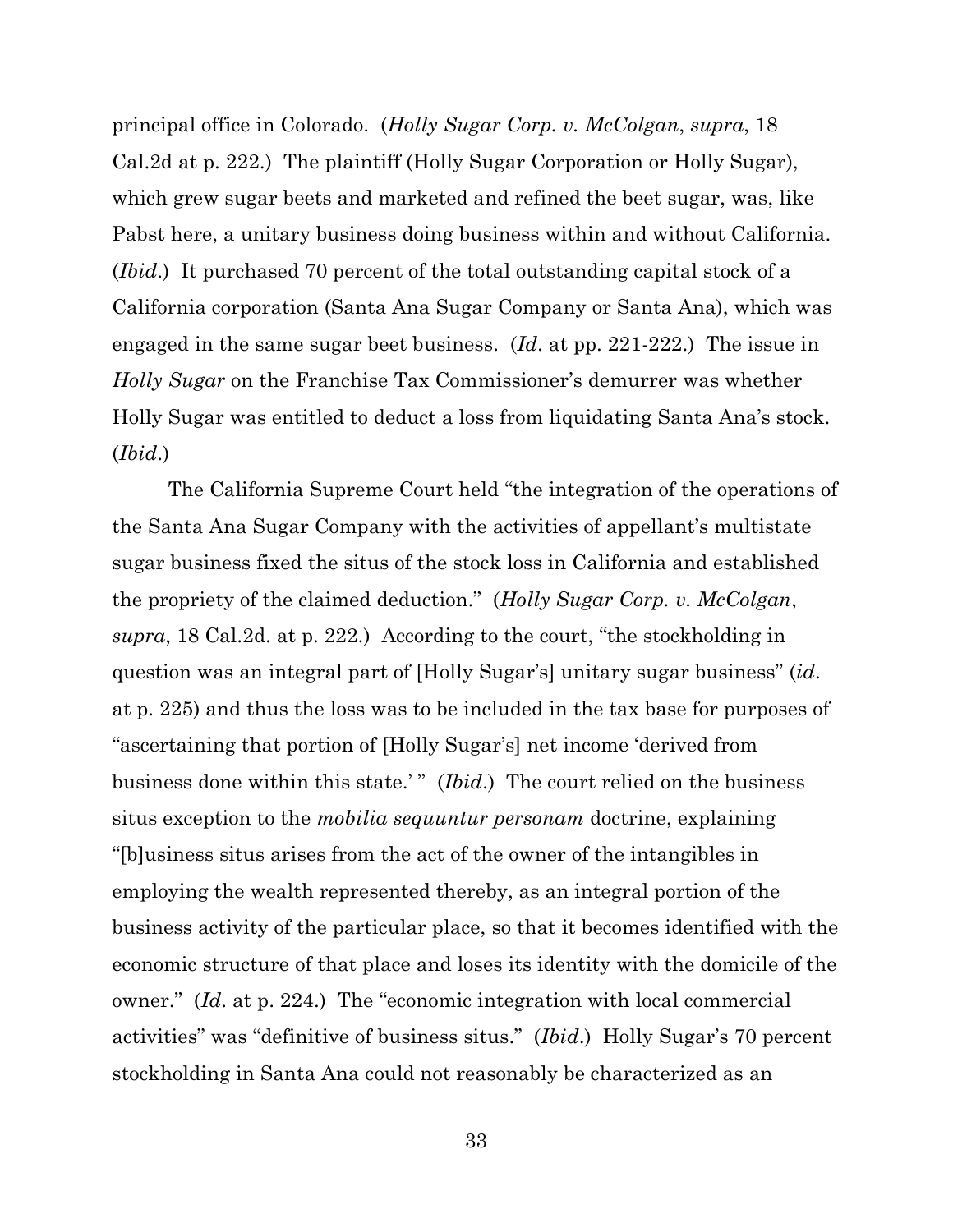principal office in Colorado. (*Holly Sugar Corp. v. McColgan*, *supra*, 18 Cal.2d at p. 222.) The plaintiff (Holly Sugar Corporation or Holly Sugar), which grew sugar beets and marketed and refined the beet sugar, was, like Pabst here, a unitary business doing business within and without California. (*Ibid*.) It purchased 70 percent of the total outstanding capital stock of a California corporation (Santa Ana Sugar Company or Santa Ana), which was engaged in the same sugar beet business. (*Id*. at pp. 221-222.) The issue in *Holly Sugar* on the Franchise Tax Commissioner's demurrer was whether Holly Sugar was entitled to deduct a loss from liquidating Santa Ana's stock. (*Ibid*.)

The California Supreme Court held "the integration of the operations of the Santa Ana Sugar Company with the activities of appellant's multistate sugar business fixed the situs of the stock loss in California and established the propriety of the claimed deduction." (*Holly Sugar Corp. v. McColgan*, *supra*, 18 Cal.2d. at p. 222.) According to the court, "the stockholding in question was an integral part of [Holly Sugar's] unitary sugar business" (*id*. at p. 225) and thus the loss was to be included in the tax base for purposes of "ascertaining that portion of [Holly Sugar's] net income 'derived from business done within this state.' " (*Ibid*.) The court relied on the business situs exception to the *mobilia sequuntur personam* doctrine, explaining "[b]usiness situs arises from the act of the owner of the intangibles in employing the wealth represented thereby, as an integral portion of the business activity of the particular place, so that it becomes identified with the economic structure of that place and loses its identity with the domicile of the owner." (*Id*. at p. 224.) The "economic integration with local commercial activities" was "definitive of business situs." (*Ibid*.) Holly Sugar's 70 percent stockholding in Santa Ana could not reasonably be characterized as an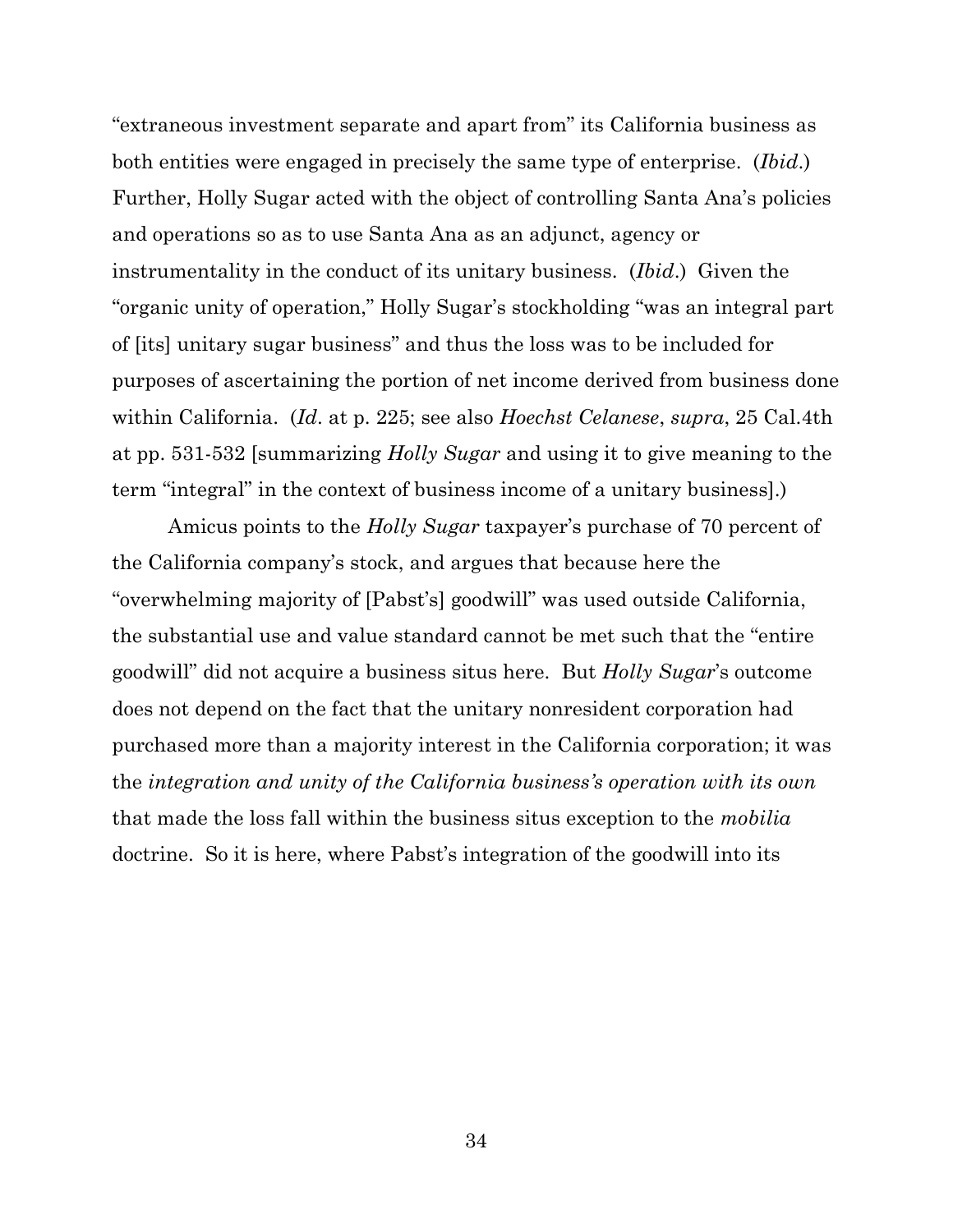"extraneous investment separate and apart from" its California business as both entities were engaged in precisely the same type of enterprise. (*Ibid*.) Further, Holly Sugar acted with the object of controlling Santa Ana's policies and operations so as to use Santa Ana as an adjunct, agency or instrumentality in the conduct of its unitary business. (*Ibid*.) Given the "organic unity of operation," Holly Sugar's stockholding "was an integral part of [its] unitary sugar business" and thus the loss was to be included for purposes of ascertaining the portion of net income derived from business done within California. (*Id*. at p. 225; see also *Hoechst Celanese*, *supra*, 25 Cal.4th at pp. 531-532 [summarizing *Holly Sugar* and using it to give meaning to the term "integral" in the context of business income of a unitary business].)

Amicus points to the *Holly Sugar* taxpayer's purchase of 70 percent of the California company's stock, and argues that because here the "overwhelming majority of [Pabst's] goodwill" was used outside California, the substantial use and value standard cannot be met such that the "entire goodwill" did not acquire a business situs here. But *Holly Sugar*'s outcome does not depend on the fact that the unitary nonresident corporation had purchased more than a majority interest in the California corporation; it was the *integration and unity of the California business's operation with its own* that made the loss fall within the business situs exception to the *mobilia* doctrine. So it is here, where Pabst's integration of the goodwill into its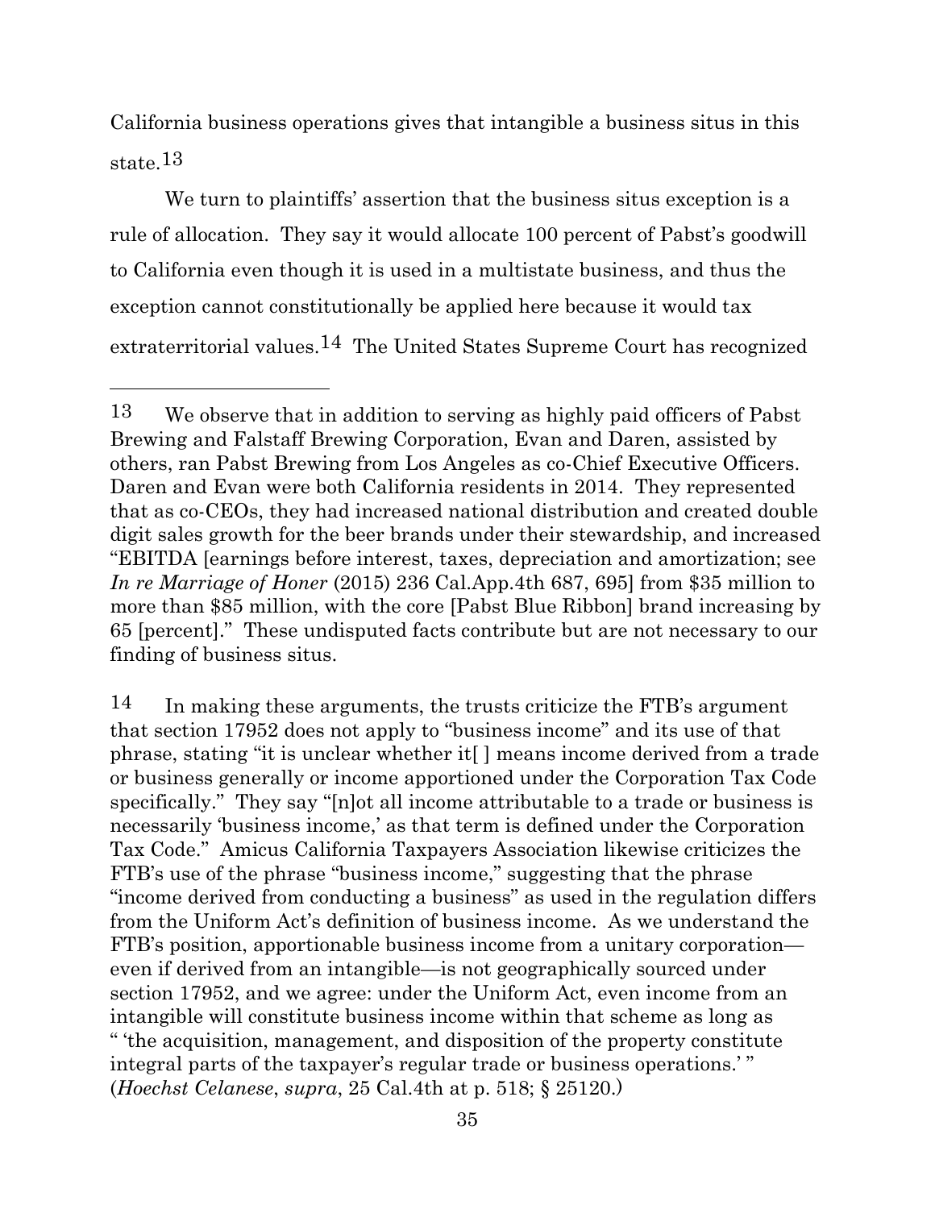California business operations gives that intangible a business situs in this state.[13]

We turn to plaintiffs' assertion that the business situs exception is a rule of allocation. They say it would allocate 100 percent of Pabst's goodwill to California even though it is used in a multistate business, and thus the exception cannot constitutionally be applied here because it would tax extraterritorial values.[14] The United States Supreme Court has recognized

---

[13] We observe that in addition to serving as highly paid officers of Pabst Brewing and Falstaff Brewing Corporation, Evan and Daren, assisted by others, ran Pabst Brewing from Los Angeles as co-Chief Executive Officers. Daren and Evan were both California residents in 2014. They represented that as co-CEOs, they had increased national distribution and created double digit sales growth for the beer brands under their stewardship, and increased "EBITDA [earnings before interest, taxes, depreciation and amortization; see *In re Marriage of Honer* (2015) 236 Cal.App.4th 687, 695] from $35 million to more than $85 million, with the core [Pabst Blue Ribbon] brand increasing by 65 [percent]." These undisputed facts contribute but are not necessary to our finding of business situs.

[14] In making these arguments, the trusts criticize the FTB's argument that section 17952 does not apply to "business income" and its use of that phrase, stating "it is unclear whether it[ ] means income derived from a trade or business generally or income apportioned under the Corporation Tax Code specifically." They say "[n]ot all income attributable to a trade or business is necessarily 'business income,' as that term is defined under the Corporation Tax Code." Amicus California Taxpayers Association likewise criticizes the FTB's use of the phrase "business income," suggesting that the phrase "income derived from conducting a business" as used in the regulation differs from the Uniform Act's definition of business income. As we understand the FTB's position, apportionable business income from a unitary corporation—even if derived from an intangible—is not geographically sourced under section 17952, and we agree: under the Uniform Act, even income from an intangible will constitute business income within that scheme as long as " 'the acquisition, management, and disposition of the property constitute integral parts of the taxpayer's regular trade or business operations.' " (*Hoechst Celanese*, *supra*, 25 Cal.4th at p. 518; § 25120.)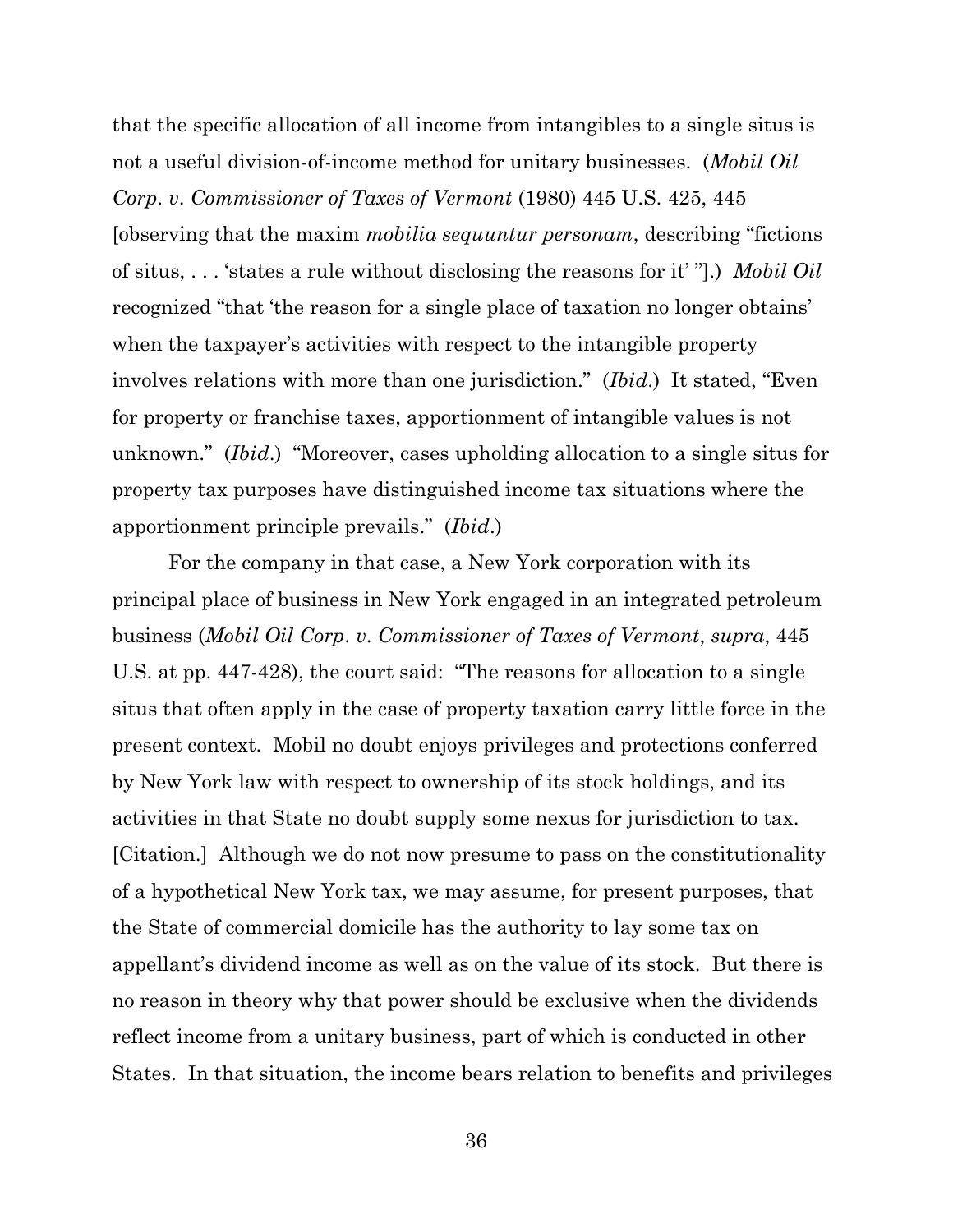that the specific allocation of all income from intangibles to a single situs is not a useful division-of-income method for unitary businesses. (*Mobil Oil Corp. v. Commissioner of Taxes of Vermont* (1980) 445 U.S. 425, 445 [observing that the maxim *mobilia sequuntur personam*, describing "fictions of situs, . . . 'states a rule without disclosing the reasons for it' "].) *Mobil Oil* recognized "that 'the reason for a single place of taxation no longer obtains' when the taxpayer's activities with respect to the intangible property involves relations with more than one jurisdiction." (*Ibid*.) It stated, "Even for property or franchise taxes, apportionment of intangible values is not unknown." (*Ibid*.) "Moreover, cases upholding allocation to a single situs for property tax purposes have distinguished income tax situations where the apportionment principle prevails." (*Ibid*.)

For the company in that case, a New York corporation with its principal place of business in New York engaged in an integrated petroleum business (*Mobil Oil Corp. v. Commissioner of Taxes of Vermont*, *supra*, 445 U.S. at pp. 447-428), the court said: "The reasons for allocation to a single situs that often apply in the case of property taxation carry little force in the present context. Mobil no doubt enjoys privileges and protections conferred by New York law with respect to ownership of its stock holdings, and its activities in that State no doubt supply some nexus for jurisdiction to tax. [Citation.] Although we do not now presume to pass on the constitutionality of a hypothetical New York tax, we may assume, for present purposes, that the State of commercial domicile has the authority to lay some tax on appellant's dividend income as well as on the value of its stock. But there is no reason in theory why that power should be exclusive when the dividends reflect income from a unitary business, part of which is conducted in other States. In that situation, the income bears relation to benefits and privileges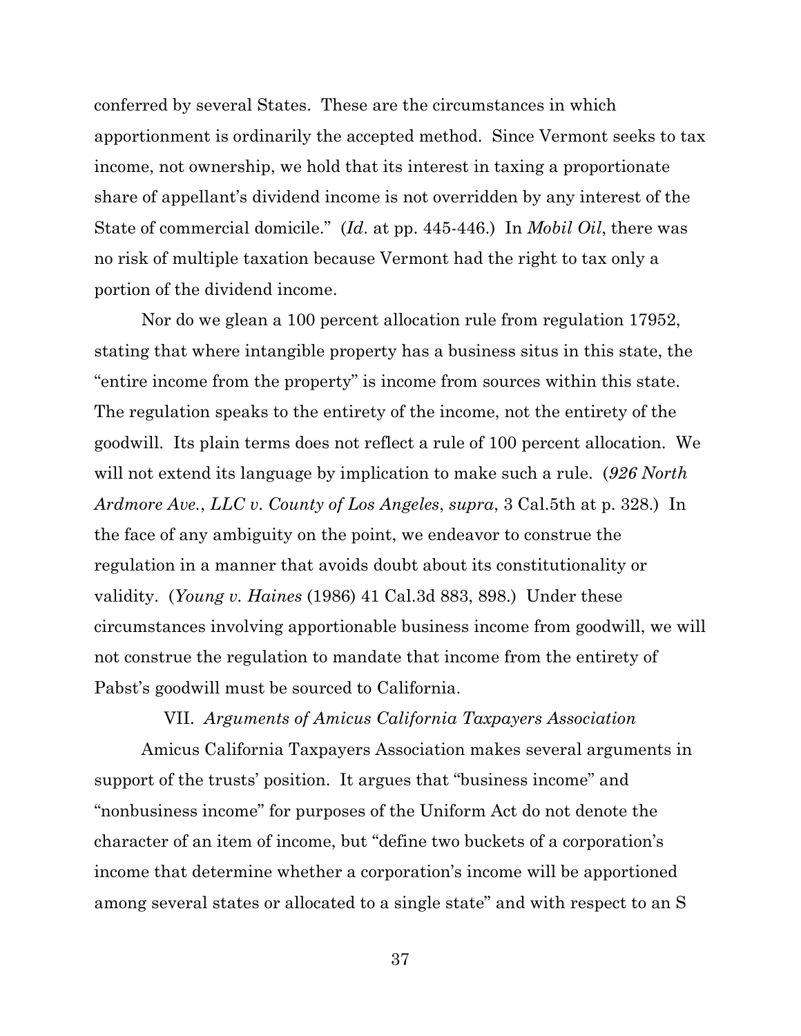conferred by several States. These are the circumstances in which apportionment is ordinarily the accepted method. Since Vermont seeks to tax income, not ownership, we hold that its interest in taxing a proportionate share of appellant's dividend income is not overridden by any interest of the State of commercial domicile." (*Id*. at pp. 445-446.) In *Mobil Oil*, there was no risk of multiple taxation because Vermont had the right to tax only a portion of the dividend income.

Nor do we glean a 100 percent allocation rule from regulation 17952, stating that where intangible property has a business situs in this state, the "entire income from the property" is income from sources within this state. The regulation speaks to the entirety of the income, not the entirety of the goodwill. Its plain terms does not reflect a rule of 100 percent allocation. We will not extend its language by implication to make such a rule. (*926 North Ardmore Ave., LLC v. County of Los Angeles*, *supra*, 3 Cal.5th at p. 328.) In the face of any ambiguity on the point, we endeavor to construe the regulation in a manner that avoids doubt about its constitutionality or validity. (*Young v. Haines* (1986) 41 Cal.3d 883, 898.) Under these circumstances involving apportionable business income from goodwill, we will not construe the regulation to mandate that income from the entirety of Pabst's goodwill must be sourced to California.

### VII. *Arguments of Amicus California Taxpayers Association*

Amicus California Taxpayers Association makes several arguments in support of the trusts' position. It argues that "business income" and "nonbusiness income" for purposes of the Uniform Act do not denote the character of an item of income, but "define two buckets of a corporation's income that determine whether a corporation's income will be apportioned among several states or allocated to a single state" and with respect to an S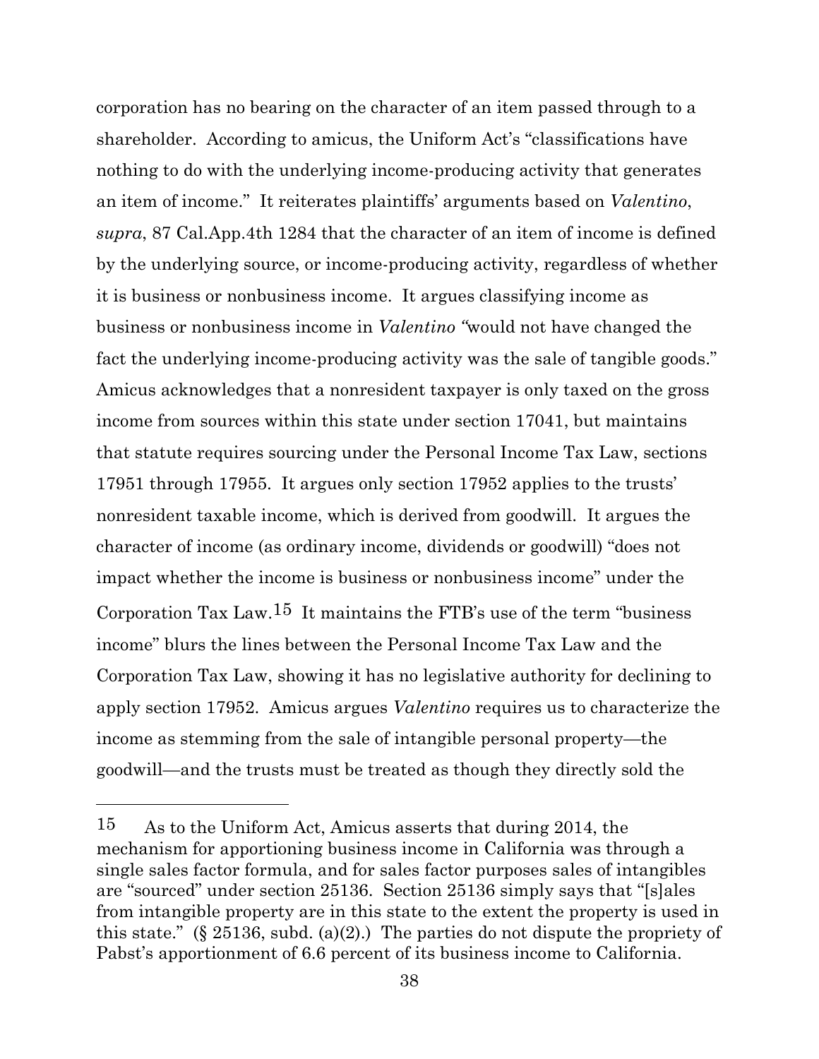corporation has no bearing on the character of an item passed through to a shareholder. According to amicus, the Uniform Act's "classifications have nothing to do with the underlying income-producing activity that generates an item of income." It reiterates plaintiffs' arguments based on *Valentino*, *supra*, 87 Cal.App.4th 1284 that the character of an item of income is defined by the underlying source, or income-producing activity, regardless of whether it is business or nonbusiness income. It argues classifying income as business or nonbusiness income in *Valentino* "would not have changed the fact the underlying income-producing activity was the sale of tangible goods." Amicus acknowledges that a nonresident taxpayer is only taxed on the gross income from sources within this state under section 17041, but maintains that statute requires sourcing under the Personal Income Tax Law, sections 17951 through 17955. It argues only section 17952 applies to the trusts' nonresident taxable income, which is derived from goodwill. It argues the character of income (as ordinary income, dividends or goodwill) "does not impact whether the income is business or nonbusiness income" under the Corporation Tax Law.[15] It maintains the FTB's use of the term "business income" blurs the lines between the Personal Income Tax Law and the Corporation Tax Law, showing it has no legislative authority for declining to apply section 17952. Amicus argues *Valentino* requires us to characterize the income as stemming from the sale of intangible personal property—the goodwill—and the trusts must be treated as though they directly sold the

---

[15] As to the Uniform Act, Amicus asserts that during 2014, the mechanism for apportioning business income in California was through a single sales factor formula, and for sales factor purposes sales of intangibles are "sourced" under section 25136. Section 25136 simply says that "[s]ales from intangible property are in this state to the extent the property is used in this state." (§ 25136, subd. (a)(2).) The parties do not dispute the propriety of Pabst's apportionment of 6.6 percent of its business income to California.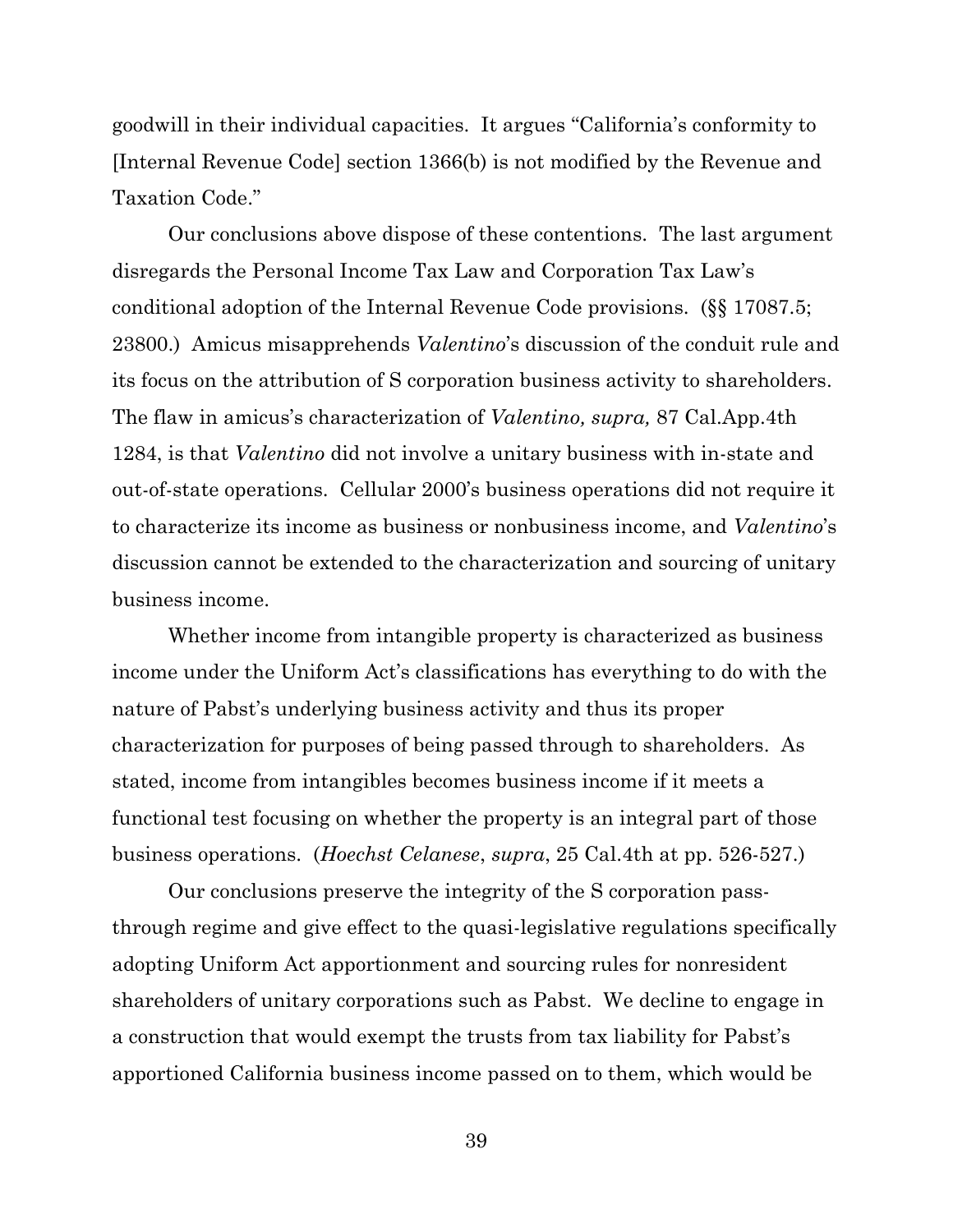goodwill in their individual capacities. It argues "California's conformity to [Internal Revenue Code] section 1366(b) is not modified by the Revenue and Taxation Code."

Our conclusions above dispose of these contentions. The last argument disregards the Personal Income Tax Law and Corporation Tax Law's conditional adoption of the Internal Revenue Code provisions. (§§ 17087.5; 23800.) Amicus misapprehends *Valentino*'s discussion of the conduit rule and its focus on the attribution of S corporation business activity to shareholders. The flaw in amicus's characterization of *Valentino, supra,* 87 Cal.App.4th 1284, is that *Valentino* did not involve a unitary business with in-state and out-of-state operations. Cellular 2000's business operations did not require it to characterize its income as business or nonbusiness income, and *Valentino*'s discussion cannot be extended to the characterization and sourcing of unitary business income.

Whether income from intangible property is characterized as business income under the Uniform Act's classifications has everything to do with the nature of Pabst's underlying business activity and thus its proper characterization for purposes of being passed through to shareholders. As stated, income from intangibles becomes business income if it meets a functional test focusing on whether the property is an integral part of those business operations. (*Hoechst Celanese*, *supra*, 25 Cal.4th at pp. 526-527.)

Our conclusions preserve the integrity of the S corporation pass-through regime and give effect to the quasi-legislative regulations specifically adopting Uniform Act apportionment and sourcing rules for nonresident shareholders of unitary corporations such as Pabst. We decline to engage in a construction that would exempt the trusts from tax liability for Pabst's apportioned California business income passed on to them, which would be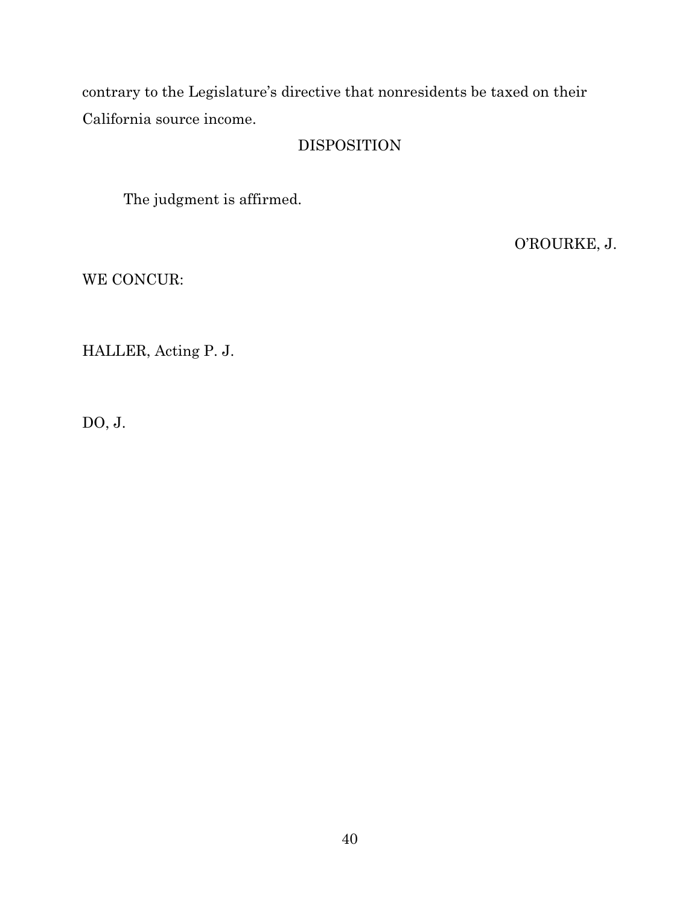contrary to the Legislature's directive that nonresidents be taxed on their California source income.

## DISPOSITION

The judgment is affirmed.

O'ROURKE, J.

WE CONCUR:

HALLER, Acting P. J.

DO, J.